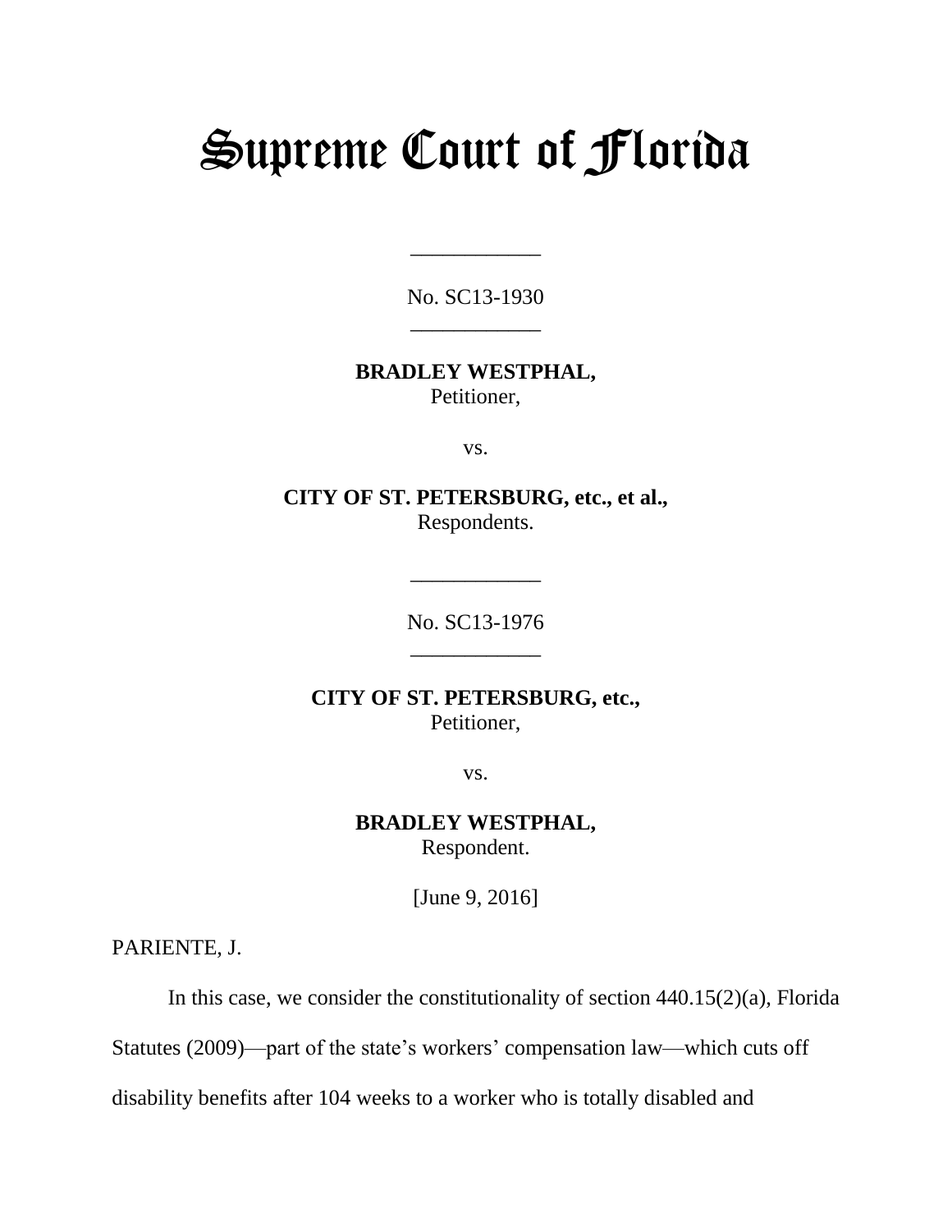# Supreme Court of Florida

\_\_\_\_\_\_\_\_\_\_\_\_

No. SC13-1930

\_\_\_\_\_\_\_\_\_\_\_\_

**BRADLEY WESTPHAL,**
Petitioner,

vs.

**CITY OF ST. PETERSBURG, etc., et al.,**
Respondents.

\_\_\_\_\_\_\_\_\_\_\_\_

No. SC13-1976

\_\_\_\_\_\_\_\_\_\_\_\_

**CITY OF ST. PETERSBURG, etc.,**
Petitioner,

vs.

**BRADLEY WESTPHAL,**
Respondent.

[June 9, 2016]

PARIENTE, J.

In this case, we consider the constitutionality of section 440.15(2)(a), Florida Statutes (2009)—part of the state's workers' compensation law—which cuts off disability benefits after 104 weeks to a worker who is totally disabled and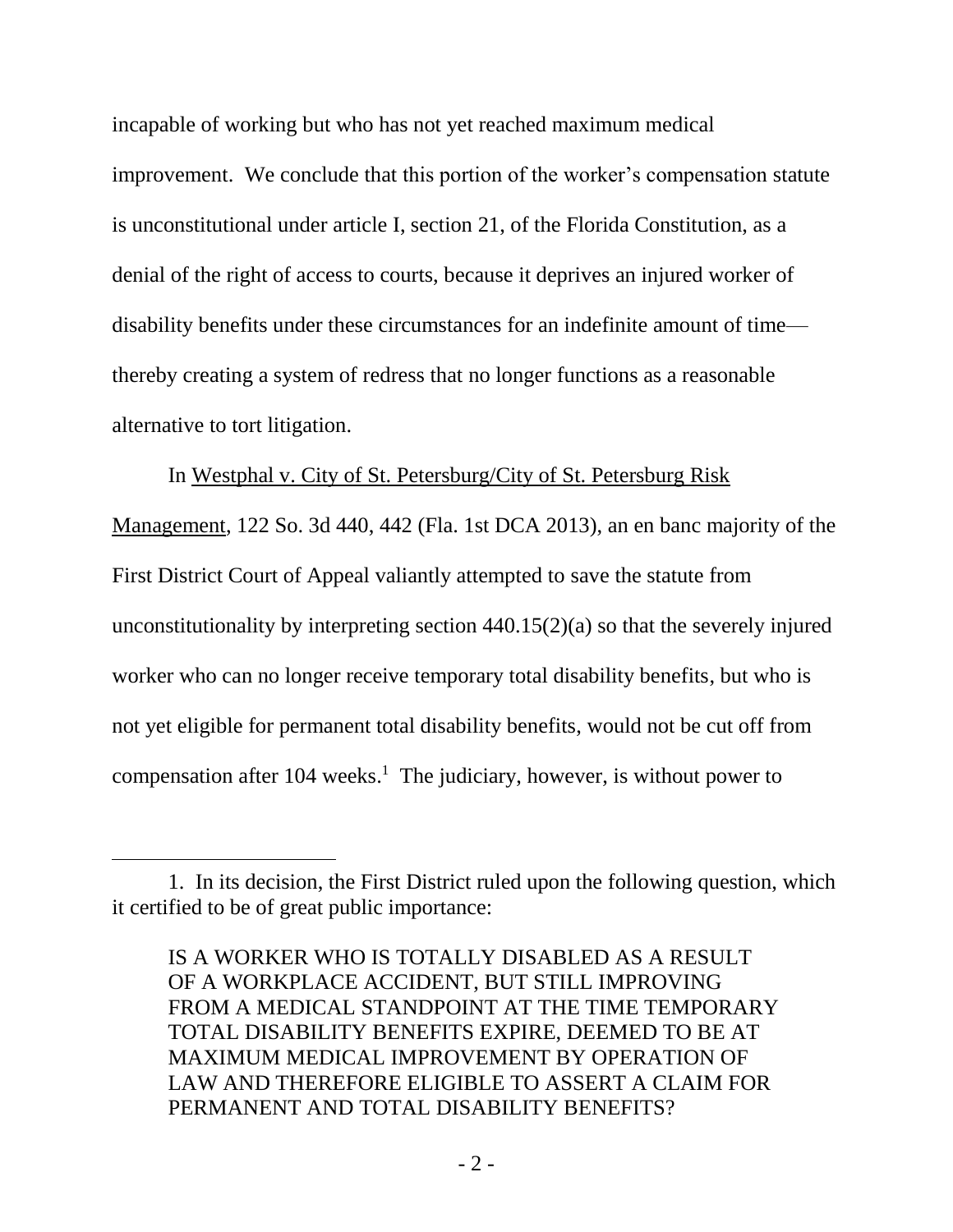incapable of working but who has not yet reached maximum medical improvement. We conclude that this portion of the worker's compensation statute is unconstitutional under article I, section 21, of the Florida Constitution, as a denial of the right of access to courts, because it deprives an injured worker of disability benefits under these circumstances for an indefinite amount of time—thereby creating a system of redress that no longer functions as a reasonable alternative to tort litigation.

In Westphal v. City of St. Petersburg/City of St. Petersburg Risk Management, 122 So. 3d 440, 442 (Fla. 1st DCA 2013), an en banc majority of the First District Court of Appeal valiantly attempted to save the statute from unconstitutionality by interpreting section 440.15(2)(a) so that the severely injured worker who can no longer receive temporary total disability benefits, but who is not yet eligible for permanent total disability benefits, would not be cut off from compensation after 104 weeks.[1] The judiciary, however, is without power to

---

1. In its decision, the First District ruled upon the following question, which it certified to be of great public importance:

> IS A WORKER WHO IS TOTALLY DISABLED AS A RESULT OF A WORKPLACE ACCIDENT, BUT STILL IMPROVING FROM A MEDICAL STANDPOINT AT THE TIME TEMPORARY TOTAL DISABILITY BENEFITS EXPIRE, DEEMED TO BE AT MAXIMUM MEDICAL IMPROVEMENT BY OPERATION OF LAW AND THEREFORE ELIGIBLE TO ASSERT A CLAIM FOR PERMANENT AND TOTAL DISABILITY BENEFITS?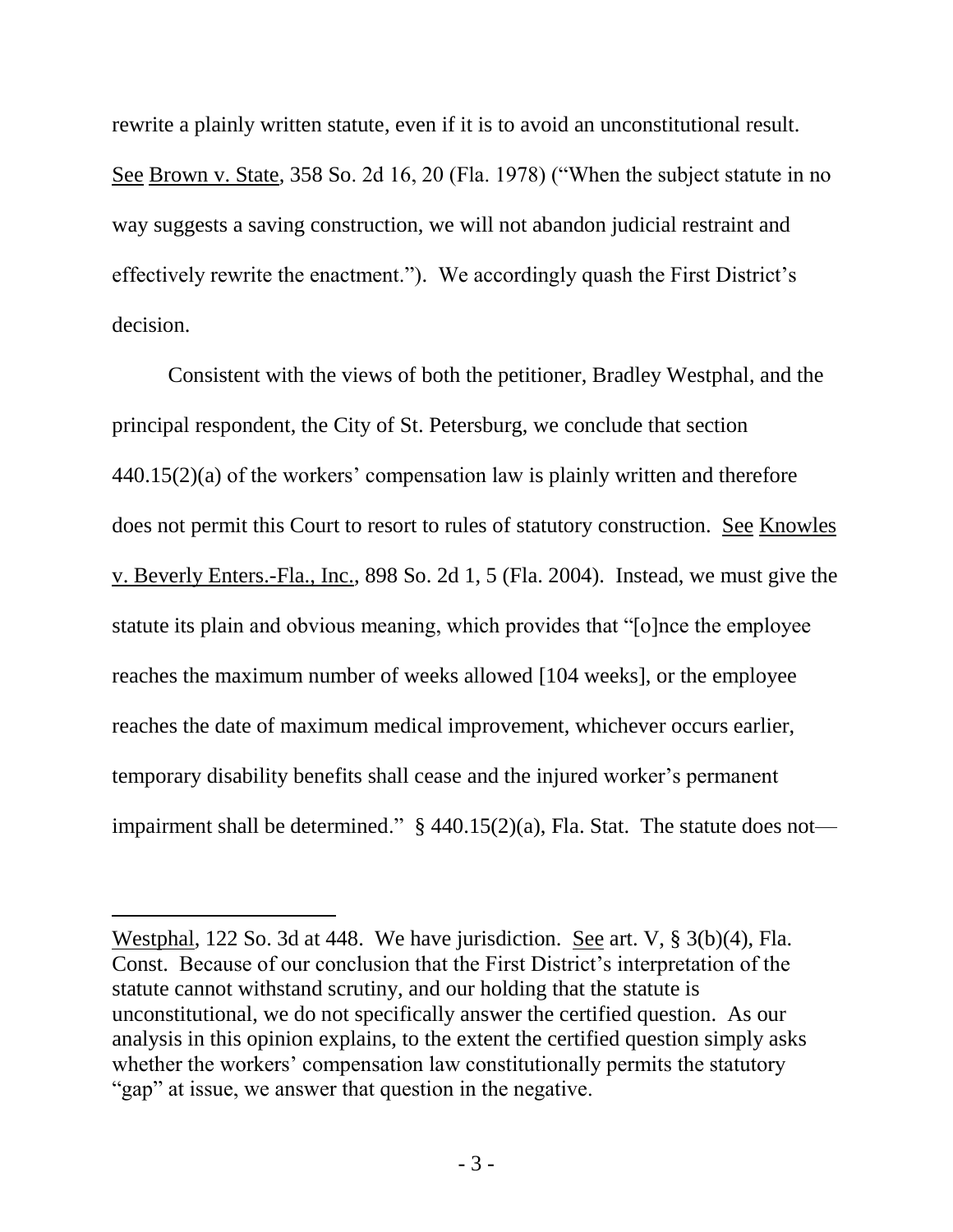rewrite a plainly written statute, even if it is to avoid an unconstitutional result. See Brown v. State, 358 So. 2d 16, 20 (Fla. 1978) ("When the subject statute in no way suggests a saving construction, we will not abandon judicial restraint and effectively rewrite the enactment."). We accordingly quash the First District's decision.

Consistent with the views of both the petitioner, Bradley Westphal, and the principal respondent, the City of St. Petersburg, we conclude that section 440.15(2)(a) of the workers' compensation law is plainly written and therefore does not permit this Court to resort to rules of statutory construction. See Knowles v. Beverly Enters.-Fla., Inc., 898 So. 2d 1, 5 (Fla. 2004). Instead, we must give the statute its plain and obvious meaning, which provides that "[o]nce the employee reaches the maximum number of weeks allowed [104 weeks], or the employee reaches the date of maximum medical improvement, whichever occurs earlier, temporary disability benefits shall cease and the injured worker's permanent impairment shall be determined." § 440.15(2)(a), Fla. Stat. The statute does not—

---

Westphal, 122 So. 3d at 448. We have jurisdiction. See art. V, § 3(b)(4), Fla. Const. Because of our conclusion that the First District's interpretation of the statute cannot withstand scrutiny, and our holding that the statute is unconstitutional, we do not specifically answer the certified question. As our analysis in this opinion explains, to the extent the certified question simply asks whether the workers' compensation law constitutionally permits the statutory "gap" at issue, we answer that question in the negative.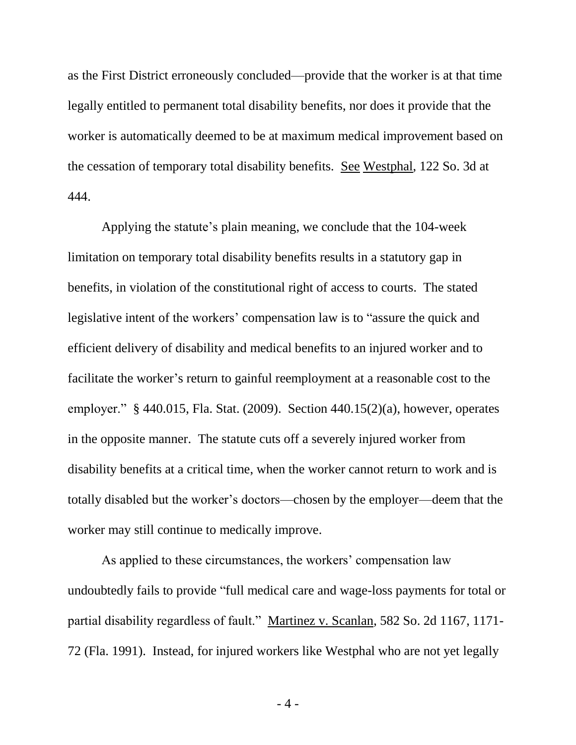as the First District erroneously concluded—provide that the worker is at that time legally entitled to permanent total disability benefits, nor does it provide that the worker is automatically deemed to be at maximum medical improvement based on the cessation of temporary total disability benefits. See Westphal, 122 So. 3d at 444.

Applying the statute's plain meaning, we conclude that the 104-week limitation on temporary total disability benefits results in a statutory gap in benefits, in violation of the constitutional right of access to courts. The stated legislative intent of the workers' compensation law is to "assure the quick and efficient delivery of disability and medical benefits to an injured worker and to facilitate the worker's return to gainful reemployment at a reasonable cost to the employer." § 440.015, Fla. Stat. (2009). Section 440.15(2)(a), however, operates in the opposite manner. The statute cuts off a severely injured worker from disability benefits at a critical time, when the worker cannot return to work and is totally disabled but the worker's doctors—chosen by the employer—deem that the worker may still continue to medically improve.

As applied to these circumstances, the workers' compensation law undoubtedly fails to provide "full medical care and wage-loss payments for total or partial disability regardless of fault." Martinez v. Scanlan, 582 So. 2d 1167, 1171-72 (Fla. 1991). Instead, for injured workers like Westphal who are not yet legally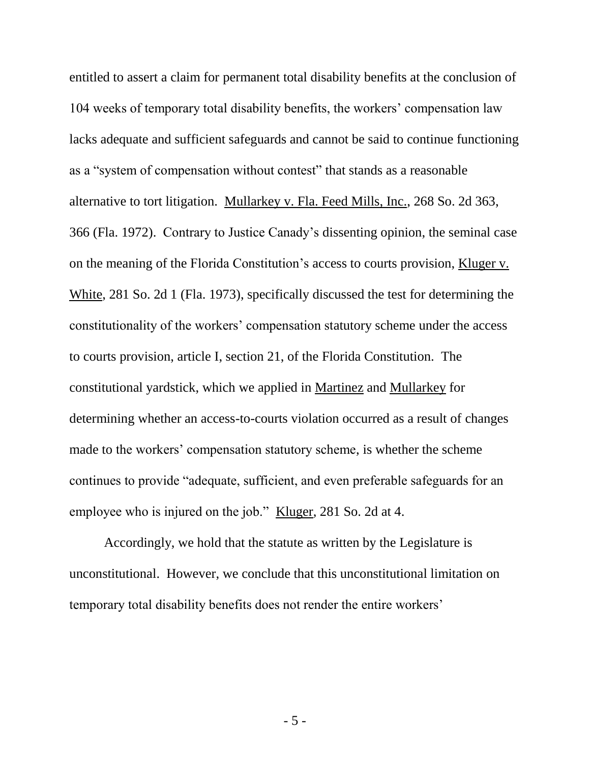entitled to assert a claim for permanent total disability benefits at the conclusion of 104 weeks of temporary total disability benefits, the workers' compensation law lacks adequate and sufficient safeguards and cannot be said to continue functioning as a "system of compensation without contest" that stands as a reasonable alternative to tort litigation. Mullarkey v. Fla. Feed Mills, Inc., 268 So. 2d 363, 366 (Fla. 1972). Contrary to Justice Canady's dissenting opinion, the seminal case on the meaning of the Florida Constitution's access to courts provision, Kluger v. White, 281 So. 2d 1 (Fla. 1973), specifically discussed the test for determining the constitutionality of the workers' compensation statutory scheme under the access to courts provision, article I, section 21, of the Florida Constitution. The constitutional yardstick, which we applied in Martinez and Mullarkey for determining whether an access-to-courts violation occurred as a result of changes made to the workers' compensation statutory scheme, is whether the scheme continues to provide "adequate, sufficient, and even preferable safeguards for an employee who is injured on the job." Kluger, 281 So. 2d at 4.

Accordingly, we hold that the statute as written by the Legislature is unconstitutional. However, we conclude that this unconstitutional limitation on temporary total disability benefits does not render the entire workers'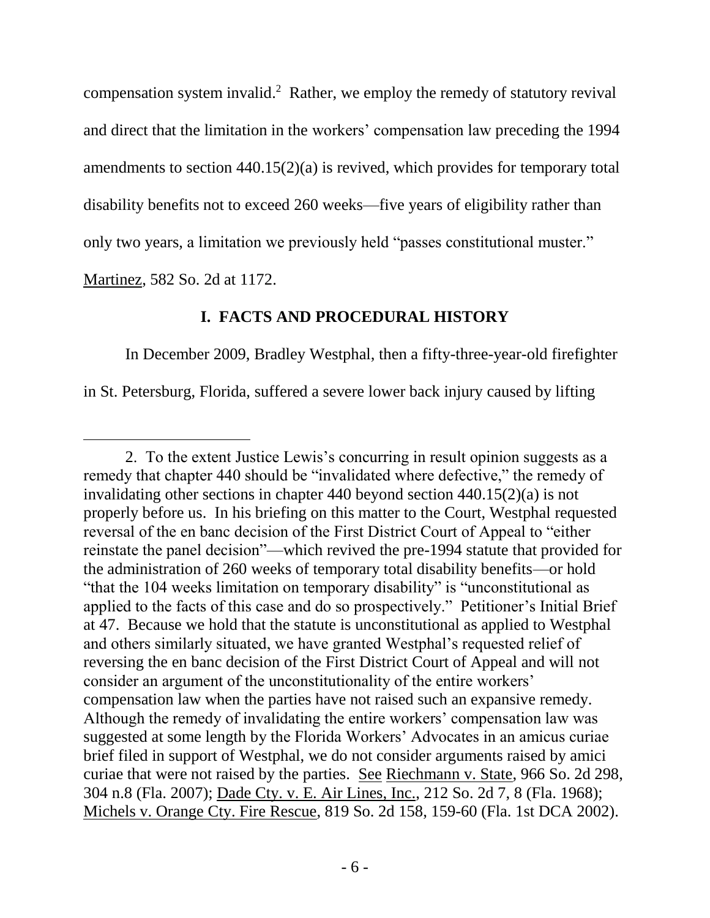compensation system invalid.[2] Rather, we employ the remedy of statutory revival and direct that the limitation in the workers' compensation law preceding the 1994 amendments to section 440.15(2)(a) is revived, which provides for temporary total disability benefits not to exceed 260 weeks—five years of eligibility rather than only two years, a limitation we previously held "passes constitutional muster." Martinez, 582 So. 2d at 1172.

## I. FACTS AND PROCEDURAL HISTORY

In December 2009, Bradley Westphal, then a fifty-three-year-old firefighter in St. Petersburg, Florida, suffered a severe lower back injury caused by lifting

---

2. To the extent Justice Lewis's concurring in result opinion suggests as a remedy that chapter 440 should be "invalidated where defective," the remedy of invalidating other sections in chapter 440 beyond section 440.15(2)(a) is not properly before us. In his briefing on this matter to the Court, Westphal requested reversal of the en banc decision of the First District Court of Appeal to "either reinstate the panel decision"—which revived the pre-1994 statute that provided for the administration of 260 weeks of temporary total disability benefits—or hold "that the 104 weeks limitation on temporary disability" is "unconstitutional as applied to the facts of this case and do so prospectively." Petitioner's Initial Brief at 47. Because we hold that the statute is unconstitutional as applied to Westphal and others similarly situated, we have granted Westphal's requested relief of reversing the en banc decision of the First District Court of Appeal and will not consider an argument of the unconstitutionality of the entire workers' compensation law when the parties have not raised such an expansive remedy. Although the remedy of invalidating the entire workers' compensation law was suggested at some length by the Florida Workers' Advocates in an amicus curiae brief filed in support of Westphal, we do not consider arguments raised by amici curiae that were not raised by the parties. See Riechmann v. State, 966 So. 2d 298, 304 n.8 (Fla. 2007); Dade Cty. v. E. Air Lines, Inc., 212 So. 2d 7, 8 (Fla. 1968); Michels v. Orange Cty. Fire Rescue, 819 So. 2d 158, 159-60 (Fla. 1st DCA 2002).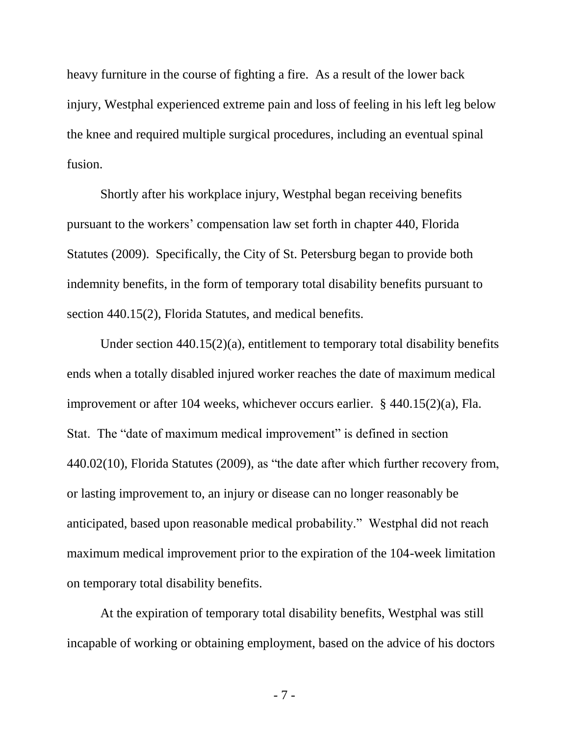heavy furniture in the course of fighting a fire. As a result of the lower back injury, Westphal experienced extreme pain and loss of feeling in his left leg below the knee and required multiple surgical procedures, including an eventual spinal fusion.

Shortly after his workplace injury, Westphal began receiving benefits pursuant to the workers' compensation law set forth in chapter 440, Florida Statutes (2009). Specifically, the City of St. Petersburg began to provide both indemnity benefits, in the form of temporary total disability benefits pursuant to section 440.15(2), Florida Statutes, and medical benefits.

Under section 440.15(2)(a), entitlement to temporary total disability benefits ends when a totally disabled injured worker reaches the date of maximum medical improvement or after 104 weeks, whichever occurs earlier. § 440.15(2)(a), Fla. Stat. The "date of maximum medical improvement" is defined in section 440.02(10), Florida Statutes (2009), as "the date after which further recovery from, or lasting improvement to, an injury or disease can no longer reasonably be anticipated, based upon reasonable medical probability." Westphal did not reach maximum medical improvement prior to the expiration of the 104-week limitation on temporary total disability benefits.

At the expiration of temporary total disability benefits, Westphal was still incapable of working or obtaining employment, based on the advice of his doctors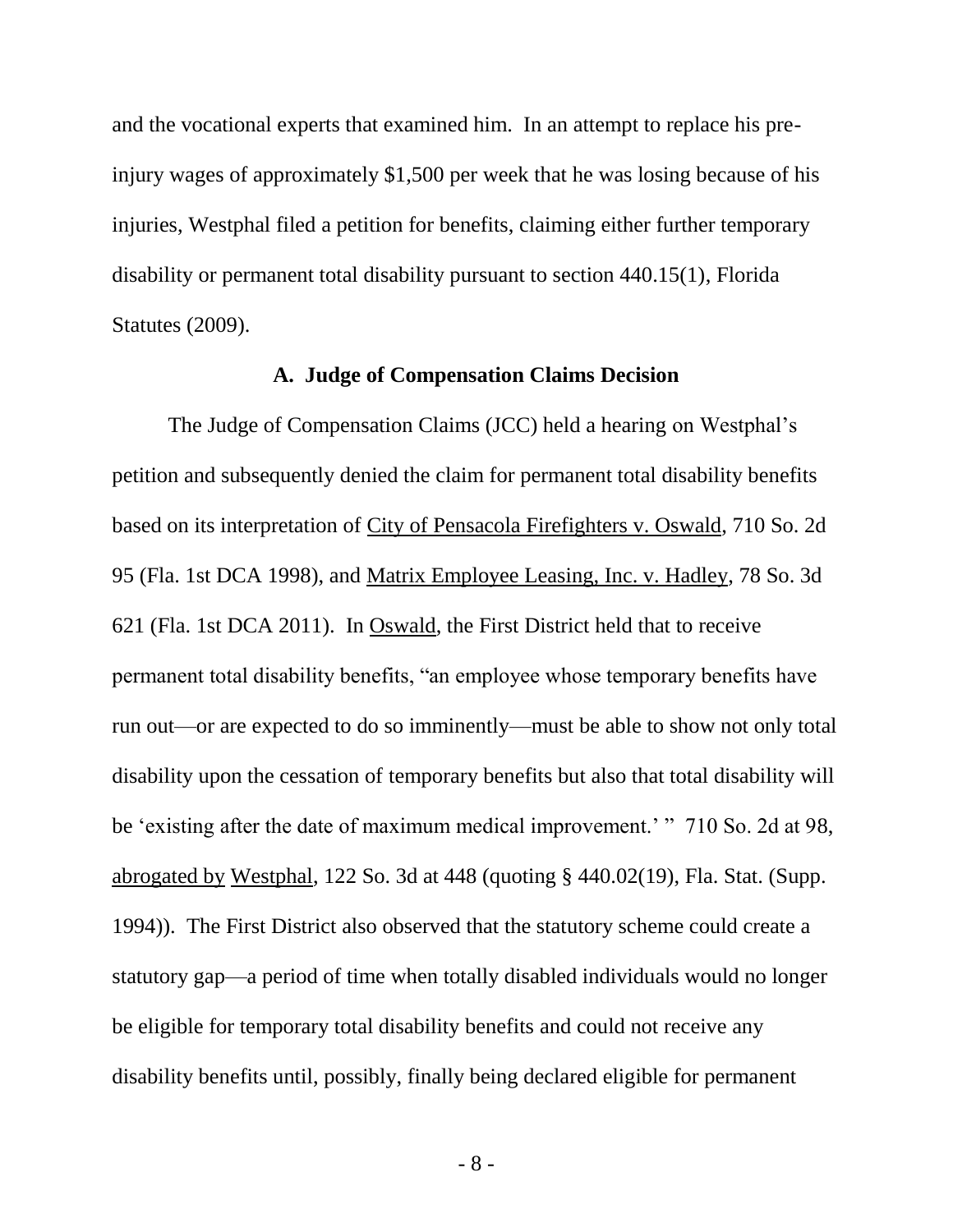and the vocational experts that examined him. In an attempt to replace his pre-injury wages of approximately $1,500 per week that he was losing because of his injuries, Westphal filed a petition for benefits, claiming either further temporary disability or permanent total disability pursuant to section 440.15(1), Florida Statutes (2009).

### A. Judge of Compensation Claims Decision

The Judge of Compensation Claims (JCC) held a hearing on Westphal's petition and subsequently denied the claim for permanent total disability benefits based on its interpretation of City of Pensacola Firefighters v. Oswald, 710 So. 2d 95 (Fla. 1st DCA 1998), and Matrix Employee Leasing, Inc. v. Hadley, 78 So. 3d 621 (Fla. 1st DCA 2011). In Oswald, the First District held that to receive permanent total disability benefits, "an employee whose temporary benefits have run out—or are expected to do so imminently—must be able to show not only total disability upon the cessation of temporary benefits but also that total disability will be 'existing after the date of maximum medical improvement.' " 710 So. 2d at 98, abrogated by Westphal, 122 So. 3d at 448 (quoting § 440.02(19), Fla. Stat. (Supp. 1994)). The First District also observed that the statutory scheme could create a statutory gap—a period of time when totally disabled individuals would no longer be eligible for temporary total disability benefits and could not receive any disability benefits until, possibly, finally being declared eligible for permanent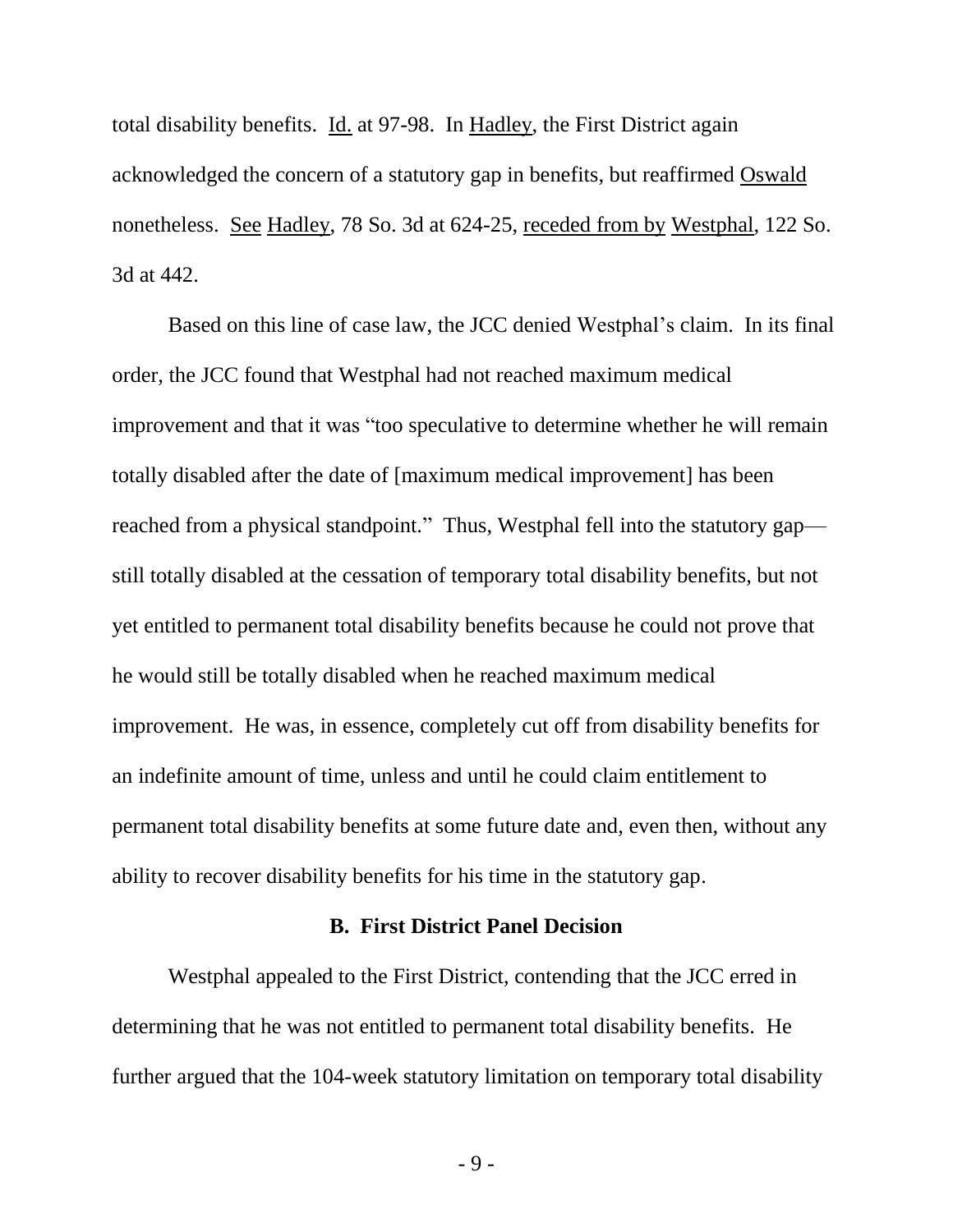total disability benefits. Id. at 97-98. In Hadley, the First District again acknowledged the concern of a statutory gap in benefits, but reaffirmed Oswald nonetheless. See Hadley, 78 So. 3d at 624-25, receded from by Westphal, 122 So. 3d at 442.

Based on this line of case law, the JCC denied Westphal's claim. In its final order, the JCC found that Westphal had not reached maximum medical improvement and that it was "too speculative to determine whether he will remain totally disabled after the date of [maximum medical improvement] has been reached from a physical standpoint." Thus, Westphal fell into the statutory gap—still totally disabled at the cessation of temporary total disability benefits, but not yet entitled to permanent total disability benefits because he could not prove that he would still be totally disabled when he reached maximum medical improvement. He was, in essence, completely cut off from disability benefits for an indefinite amount of time, unless and until he could claim entitlement to permanent total disability benefits at some future date and, even then, without any ability to recover disability benefits for his time in the statutory gap.

### B. First District Panel Decision

Westphal appealed to the First District, contending that the JCC erred in determining that he was not entitled to permanent total disability benefits. He further argued that the 104-week statutory limitation on temporary total disability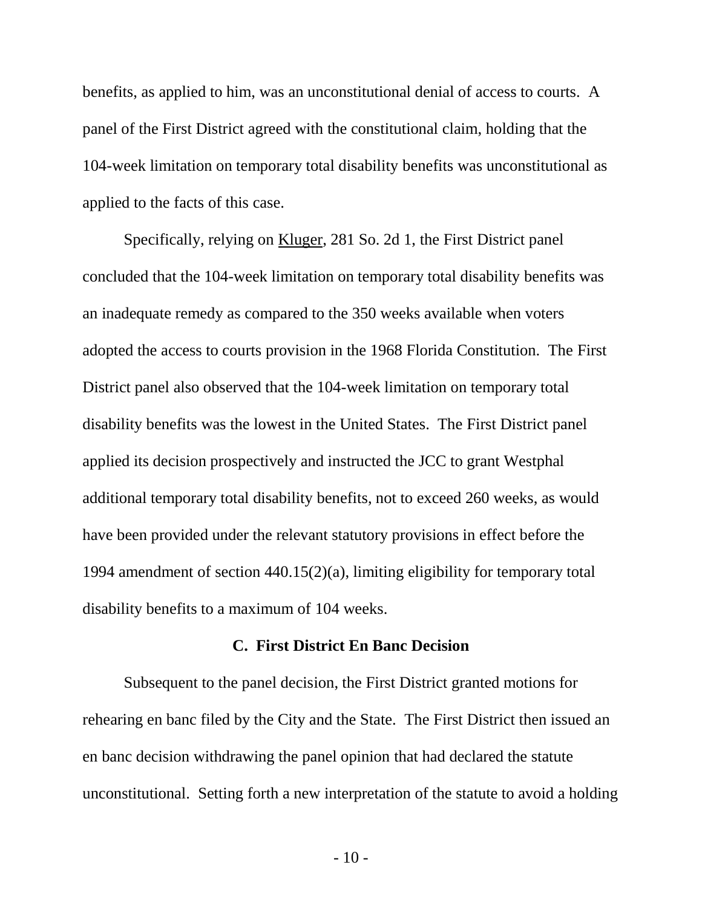benefits, as applied to him, was an unconstitutional denial of access to courts. A panel of the First District agreed with the constitutional claim, holding that the 104-week limitation on temporary total disability benefits was unconstitutional as applied to the facts of this case.

Specifically, relying on Kluger, 281 So. 2d 1, the First District panel concluded that the 104-week limitation on temporary total disability benefits was an inadequate remedy as compared to the 350 weeks available when voters adopted the access to courts provision in the 1968 Florida Constitution. The First District panel also observed that the 104-week limitation on temporary total disability benefits was the lowest in the United States. The First District panel applied its decision prospectively and instructed the JCC to grant Westphal additional temporary total disability benefits, not to exceed 260 weeks, as would have been provided under the relevant statutory provisions in effect before the 1994 amendment of section 440.15(2)(a), limiting eligibility for temporary total disability benefits to a maximum of 104 weeks.

### C. First District En Banc Decision

Subsequent to the panel decision, the First District granted motions for rehearing en banc filed by the City and the State. The First District then issued an en banc decision withdrawing the panel opinion that had declared the statute unconstitutional. Setting forth a new interpretation of the statute to avoid a holding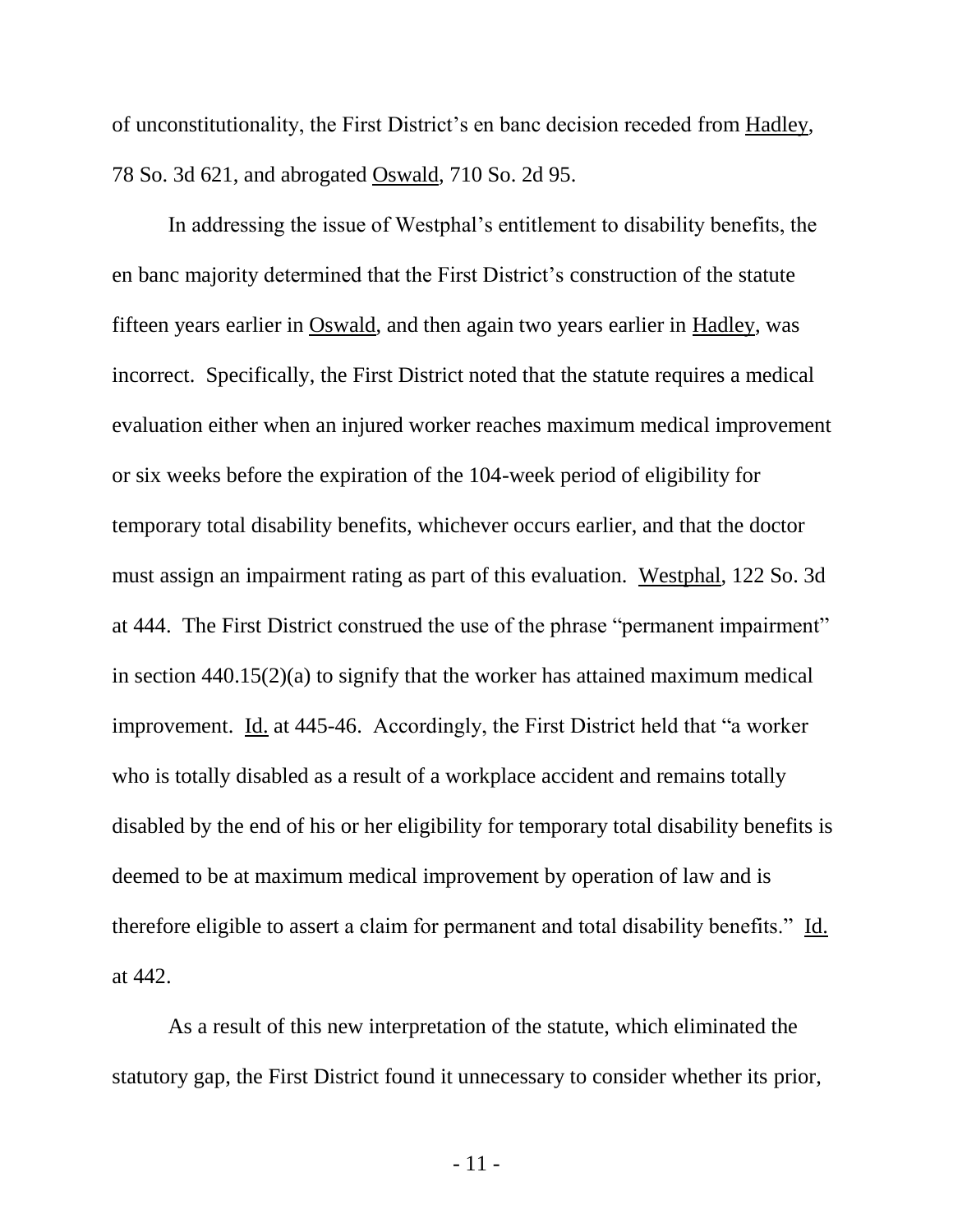of unconstitutionality, the First District's en banc decision receded from Hadley, 78 So. 3d 621, and abrogated Oswald, 710 So. 2d 95.

In addressing the issue of Westphal's entitlement to disability benefits, the en banc majority determined that the First District's construction of the statute fifteen years earlier in Oswald, and then again two years earlier in Hadley, was incorrect. Specifically, the First District noted that the statute requires a medical evaluation either when an injured worker reaches maximum medical improvement or six weeks before the expiration of the 104-week period of eligibility for temporary total disability benefits, whichever occurs earlier, and that the doctor must assign an impairment rating as part of this evaluation. Westphal, 122 So. 3d at 444. The First District construed the use of the phrase "permanent impairment" in section 440.15(2)(a) to signify that the worker has attained maximum medical improvement. Id. at 445-46. Accordingly, the First District held that "a worker who is totally disabled as a result of a workplace accident and remains totally disabled by the end of his or her eligibility for temporary total disability benefits is deemed to be at maximum medical improvement by operation of law and is therefore eligible to assert a claim for permanent and total disability benefits." Id. at 442.

As a result of this new interpretation of the statute, which eliminated the statutory gap, the First District found it unnecessary to consider whether its prior,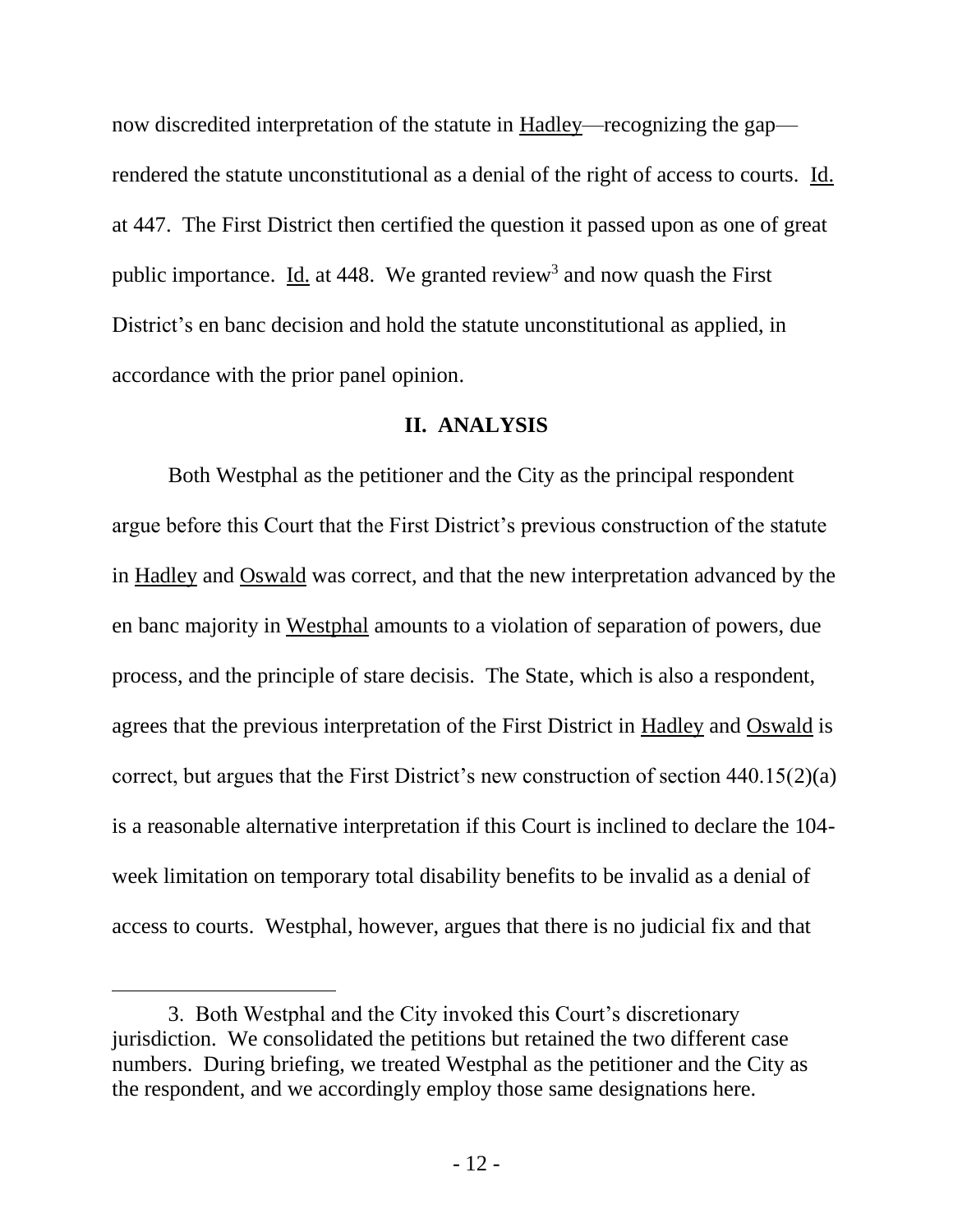now discredited interpretation of the statute in Hadley—recognizing the gap—rendered the statute unconstitutional as a denial of the right of access to courts. Id. at 447. The First District then certified the question it passed upon as one of great public importance. Id. at 448. We granted review[3] and now quash the First District's en banc decision and hold the statute unconstitutional as applied, in accordance with the prior panel opinion.

## II. ANALYSIS

Both Westphal as the petitioner and the City as the principal respondent argue before this Court that the First District's previous construction of the statute in Hadley and Oswald was correct, and that the new interpretation advanced by the en banc majority in Westphal amounts to a violation of separation of powers, due process, and the principle of stare decisis. The State, which is also a respondent, agrees that the previous interpretation of the First District in Hadley and Oswald is correct, but argues that the First District's new construction of section 440.15(2)(a) is a reasonable alternative interpretation if this Court is inclined to declare the 104-week limitation on temporary total disability benefits to be invalid as a denial of access to courts. Westphal, however, argues that there is no judicial fix and that

---

3. Both Westphal and the City invoked this Court's discretionary jurisdiction. We consolidated the petitions but retained the two different case numbers. During briefing, we treated Westphal as the petitioner and the City as the respondent, and we accordingly employ those same designations here.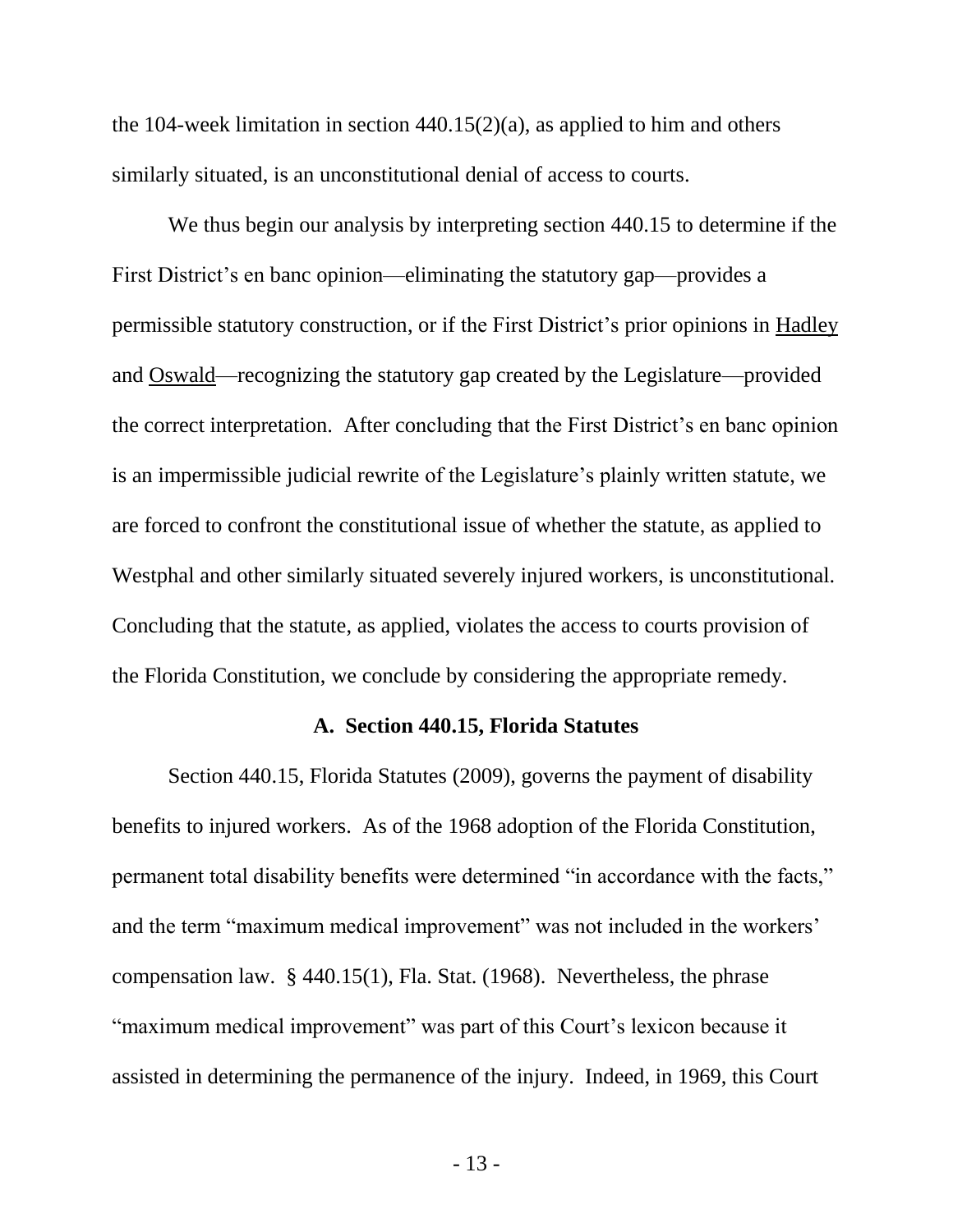the 104-week limitation in section 440.15(2)(a), as applied to him and others similarly situated, is an unconstitutional denial of access to courts.

We thus begin our analysis by interpreting section 440.15 to determine if the First District's en banc opinion—eliminating the statutory gap—provides a permissible statutory construction, or if the First District's prior opinions in Hadley and Oswald—recognizing the statutory gap created by the Legislature—provided the correct interpretation. After concluding that the First District's en banc opinion is an impermissible judicial rewrite of the Legislature's plainly written statute, we are forced to confront the constitutional issue of whether the statute, as applied to Westphal and other similarly situated severely injured workers, is unconstitutional. Concluding that the statute, as applied, violates the access to courts provision of the Florida Constitution, we conclude by considering the appropriate remedy.

### A. Section 440.15, Florida Statutes

Section 440.15, Florida Statutes (2009), governs the payment of disability benefits to injured workers. As of the 1968 adoption of the Florida Constitution, permanent total disability benefits were determined "in accordance with the facts," and the term "maximum medical improvement" was not included in the workers' compensation law. § 440.15(1), Fla. Stat. (1968). Nevertheless, the phrase "maximum medical improvement" was part of this Court's lexicon because it assisted in determining the permanence of the injury. Indeed, in 1969, this Court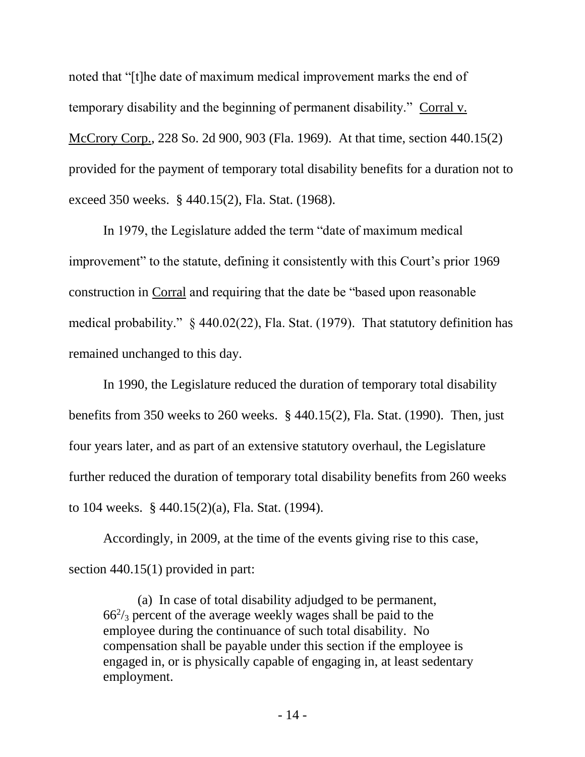noted that "[t]he date of maximum medical improvement marks the end of temporary disability and the beginning of permanent disability." Corral v. McCrory Corp., 228 So. 2d 900, 903 (Fla. 1969). At that time, section 440.15(2) provided for the payment of temporary total disability benefits for a duration not to exceed 350 weeks. § 440.15(2), Fla. Stat. (1968).

In 1979, the Legislature added the term "date of maximum medical improvement" to the statute, defining it consistently with this Court's prior 1969 construction in Corral and requiring that the date be "based upon reasonable medical probability." § 440.02(22), Fla. Stat. (1979). That statutory definition has remained unchanged to this day.

In 1990, the Legislature reduced the duration of temporary total disability benefits from 350 weeks to 260 weeks. § 440.15(2), Fla. Stat. (1990). Then, just four years later, and as part of an extensive statutory overhaul, the Legislature further reduced the duration of temporary total disability benefits from 260 weeks to 104 weeks. § 440.15(2)(a), Fla. Stat. (1994).

Accordingly, in 2009, at the time of the events giving rise to this case, section 440.15(1) provided in part:

> (a) In case of total disability adjudged to be permanent, $66^2/_3$ percent of the average weekly wages shall be paid to the employee during the continuance of such total disability. No compensation shall be payable under this section if the employee is engaged in, or is physically capable of engaging in, at least sedentary employment.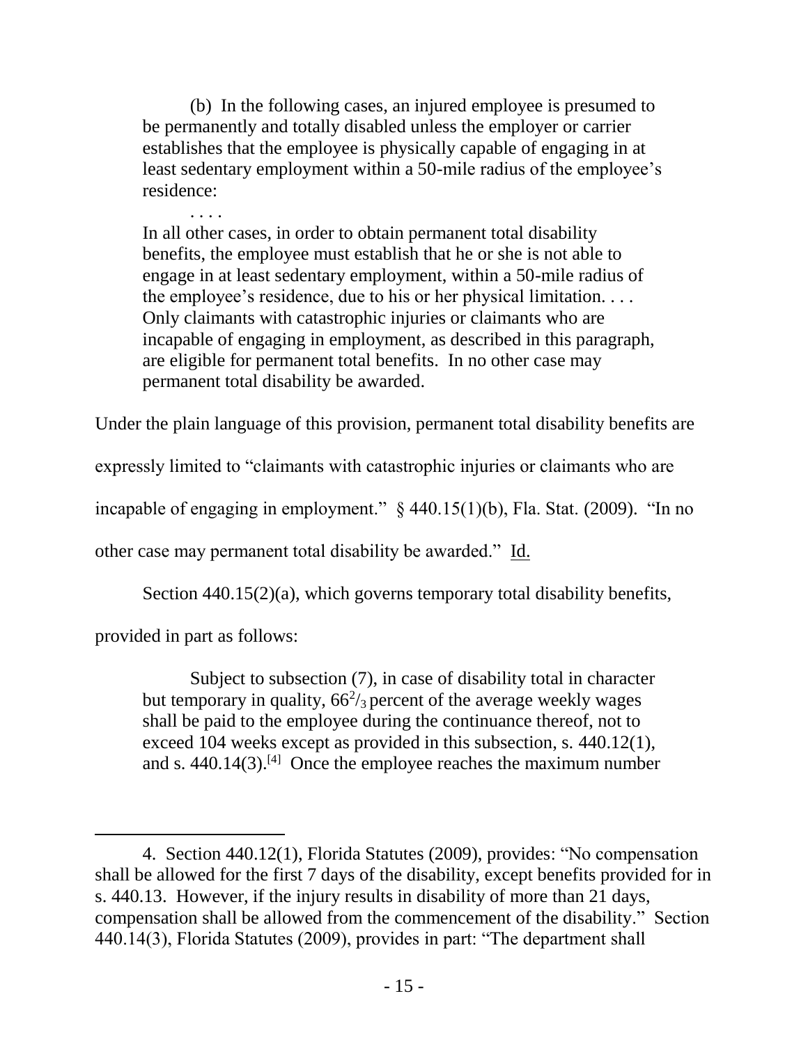> (b) In the following cases, an injured employee is presumed to be permanently and totally disabled unless the employer or carrier establishes that the employee is physically capable of engaging in at least sedentary employment within a 50-mile radius of the employee's residence:
>
> . . . .
>
> In all other cases, in order to obtain permanent total disability benefits, the employee must establish that he or she is not able to engage in at least sedentary employment, within a 50-mile radius of the employee's residence, due to his or her physical limitation. . . . Only claimants with catastrophic injuries or claimants who are incapable of engaging in employment, as described in this paragraph, are eligible for permanent total benefits. In no other case may permanent total disability be awarded.

Under the plain language of this provision, permanent total disability benefits are expressly limited to "claimants with catastrophic injuries or claimants who are incapable of engaging in employment." § 440.15(1)(b), Fla. Stat. (2009). "In no other case may permanent total disability be awarded." Id.

Section 440.15(2)(a), which governs temporary total disability benefits, provided in part as follows:

> Subject to subsection (7), in case of disability total in character but temporary in quality, $66^2/_3$ percent of the average weekly wages shall be paid to the employee during the continuance thereof, not to exceed 104 weeks except as provided in this subsection, s. 440.12(1), and s. 440.14(3).[4] Once the employee reaches the maximum number

---

4. Section 440.12(1), Florida Statutes (2009), provides: "No compensation shall be allowed for the first 7 days of the disability, except benefits provided for in s. 440.13. However, if the injury results in disability of more than 21 days, compensation shall be allowed from the commencement of the disability." Section 440.14(3), Florida Statutes (2009), provides in part: "The department shall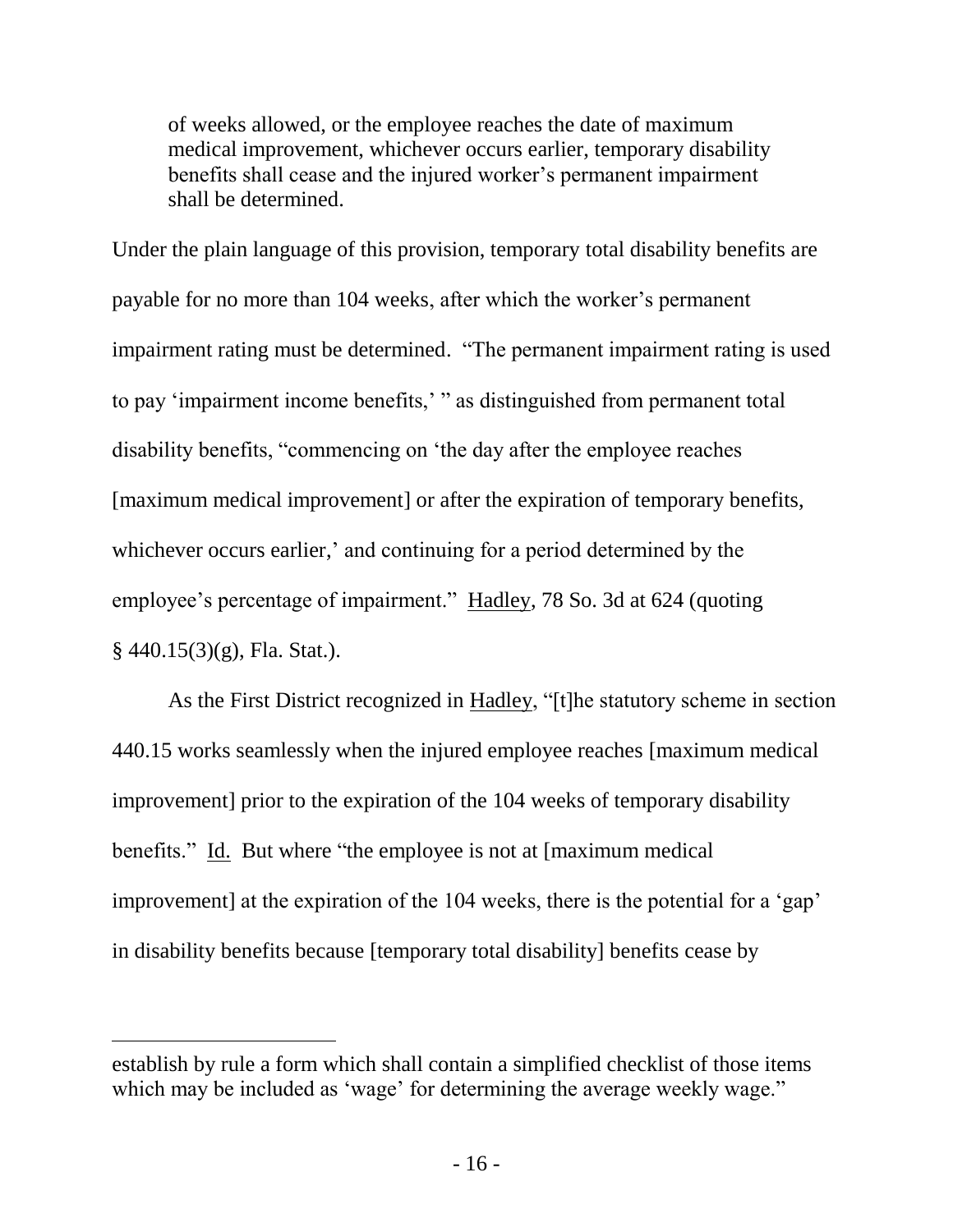> of weeks allowed, or the employee reaches the date of maximum medical improvement, whichever occurs earlier, temporary disability benefits shall cease and the injured worker's permanent impairment shall be determined.

Under the plain language of this provision, temporary total disability benefits are payable for no more than 104 weeks, after which the worker's permanent impairment rating must be determined. "The permanent impairment rating is used to pay 'impairment income benefits,' " as distinguished from permanent total disability benefits, "commencing on 'the day after the employee reaches [maximum medical improvement] or after the expiration of temporary benefits, whichever occurs earlier,' and continuing for a period determined by the employee's percentage of impairment." Hadley, 78 So. 3d at 624 (quoting § 440.15(3)(g), Fla. Stat.).

As the First District recognized in Hadley, "[t]he statutory scheme in section 440.15 works seamlessly when the injured employee reaches [maximum medical improvement] prior to the expiration of the 104 weeks of temporary disability benefits." Id. But where "the employee is not at [maximum medical improvement] at the expiration of the 104 weeks, there is the potential for a 'gap' in disability benefits because [temporary total disability] benefits cease by

---

establish by rule a form which shall contain a simplified checklist of those items which may be included as 'wage' for determining the average weekly wage."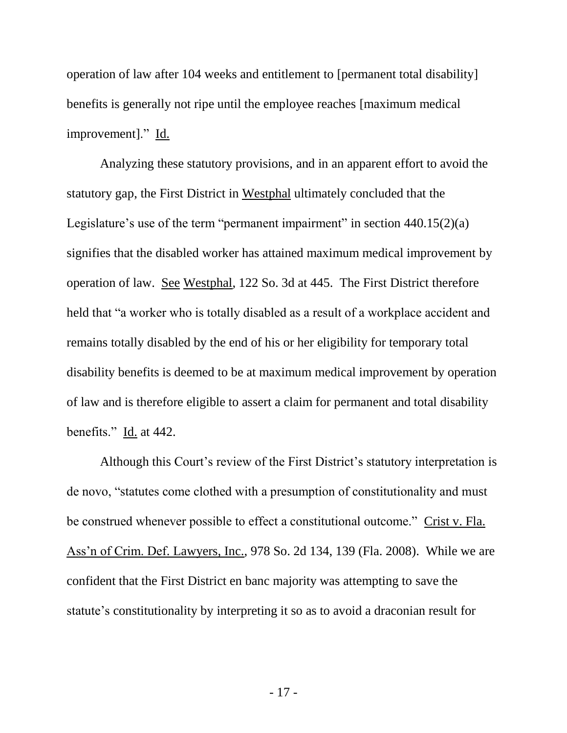operation of law after 104 weeks and entitlement to [permanent total disability] benefits is generally not ripe until the employee reaches [maximum medical improvement]." Id.

Analyzing these statutory provisions, and in an apparent effort to avoid the statutory gap, the First District in Westphal ultimately concluded that the Legislature's use of the term "permanent impairment" in section 440.15(2)(a) signifies that the disabled worker has attained maximum medical improvement by operation of law. See Westphal, 122 So. 3d at 445. The First District therefore held that "a worker who is totally disabled as a result of a workplace accident and remains totally disabled by the end of his or her eligibility for temporary total disability benefits is deemed to be at maximum medical improvement by operation of law and is therefore eligible to assert a claim for permanent and total disability benefits." Id. at 442.

Although this Court's review of the First District's statutory interpretation is de novo, "statutes come clothed with a presumption of constitutionality and must be construed whenever possible to effect a constitutional outcome." Crist v. Fla. Ass'n of Crim. Def. Lawyers, Inc., 978 So. 2d 134, 139 (Fla. 2008). While we are confident that the First District en banc majority was attempting to save the statute's constitutionality by interpreting it so as to avoid a draconian result for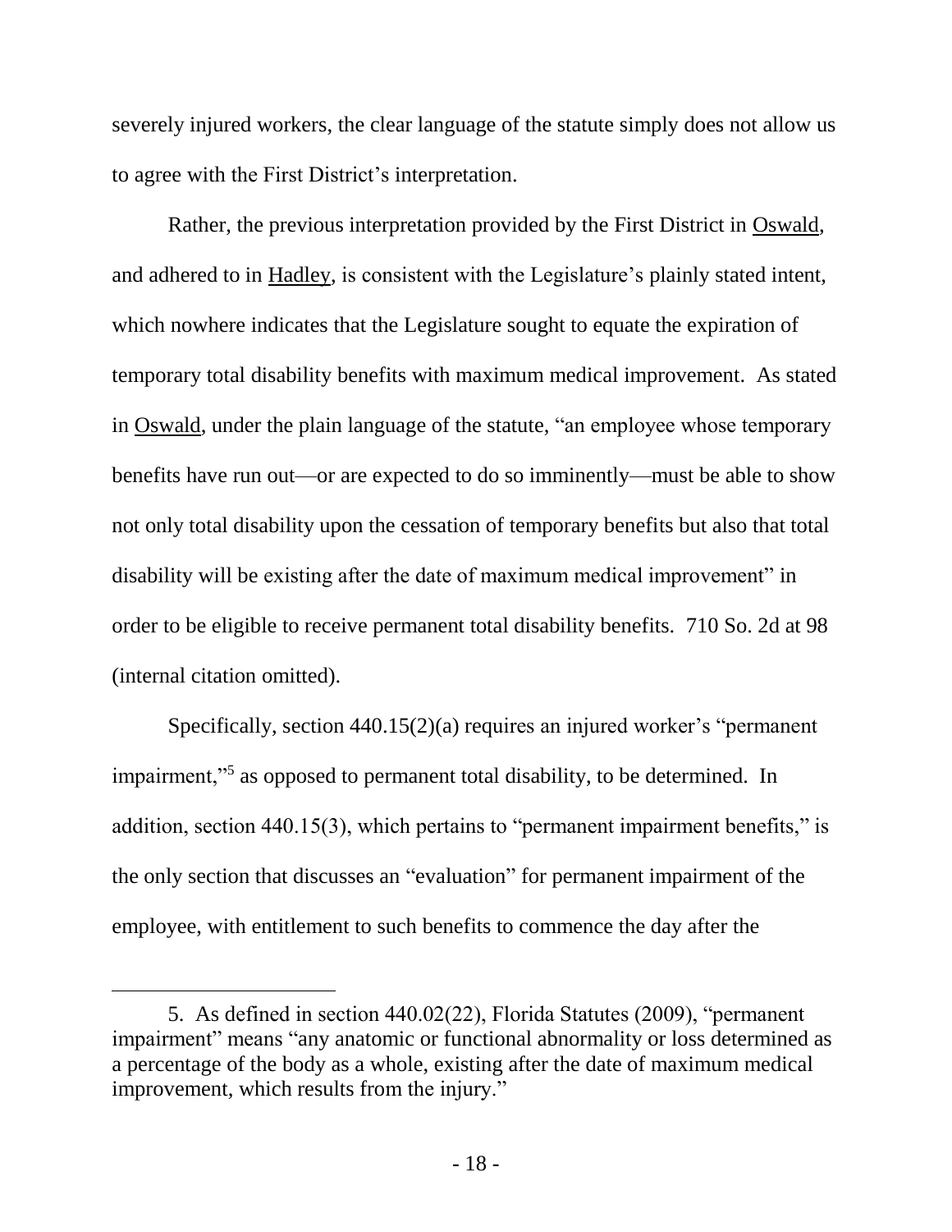severely injured workers, the clear language of the statute simply does not allow us to agree with the First District's interpretation.

Rather, the previous interpretation provided by the First District in Oswald, and adhered to in Hadley, is consistent with the Legislature's plainly stated intent, which nowhere indicates that the Legislature sought to equate the expiration of temporary total disability benefits with maximum medical improvement. As stated in Oswald, under the plain language of the statute, "an employee whose temporary benefits have run out—or are expected to do so imminently—must be able to show not only total disability upon the cessation of temporary benefits but also that total disability will be existing after the date of maximum medical improvement" in order to be eligible to receive permanent total disability benefits. 710 So. 2d at 98 (internal citation omitted).

Specifically, section 440.15(2)(a) requires an injured worker's "permanent impairment,"[5] as opposed to permanent total disability, to be determined. In addition, section 440.15(3), which pertains to "permanent impairment benefits," is the only section that discusses an "evaluation" for permanent impairment of the employee, with entitlement to such benefits to commence the day after the

---

5. As defined in section 440.02(22), Florida Statutes (2009), "permanent impairment" means "any anatomic or functional abnormality or loss determined as a percentage of the body as a whole, existing after the date of maximum medical improvement, which results from the injury."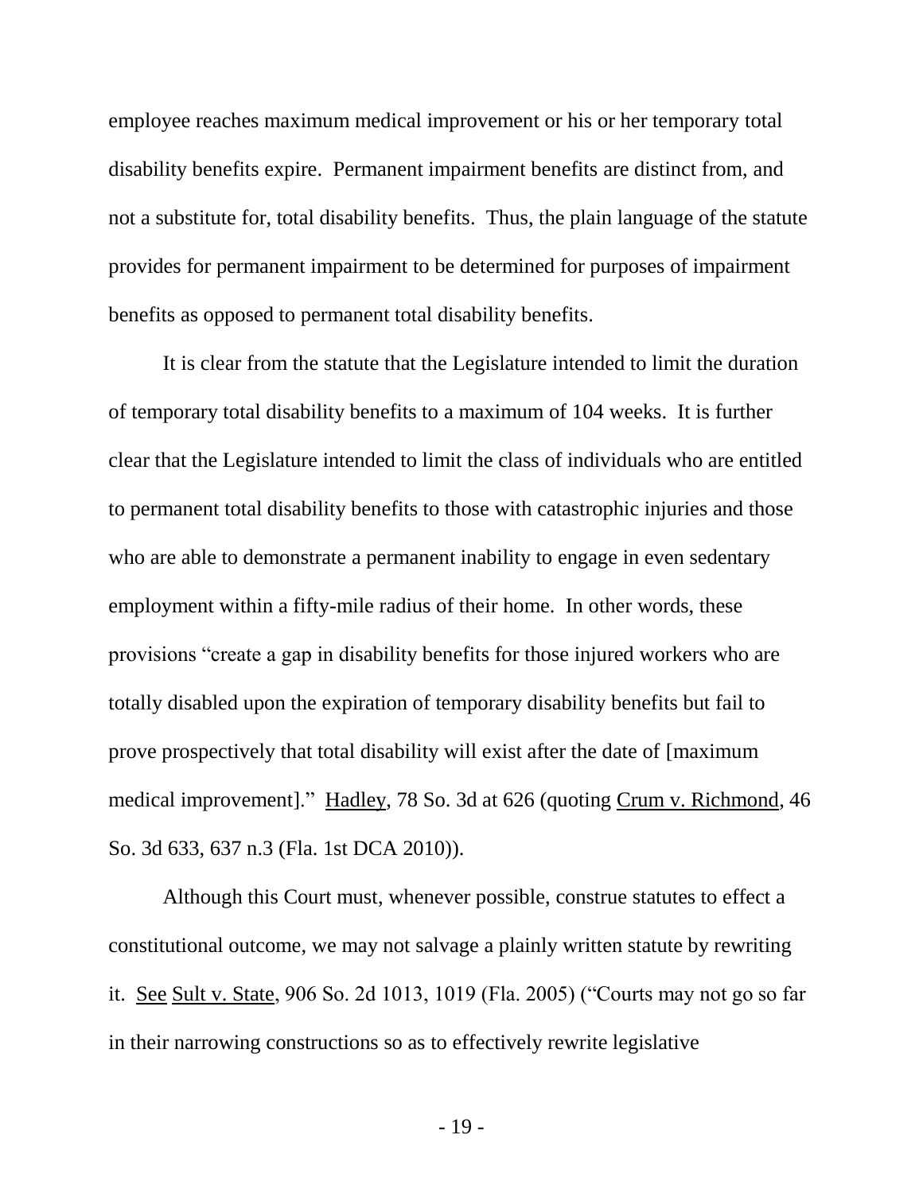employee reaches maximum medical improvement or his or her temporary total disability benefits expire. Permanent impairment benefits are distinct from, and not a substitute for, total disability benefits. Thus, the plain language of the statute provides for permanent impairment to be determined for purposes of impairment benefits as opposed to permanent total disability benefits.

It is clear from the statute that the Legislature intended to limit the duration of temporary total disability benefits to a maximum of 104 weeks. It is further clear that the Legislature intended to limit the class of individuals who are entitled to permanent total disability benefits to those with catastrophic injuries and those who are able to demonstrate a permanent inability to engage in even sedentary employment within a fifty-mile radius of their home. In other words, these provisions "create a gap in disability benefits for those injured workers who are totally disabled upon the expiration of temporary disability benefits but fail to prove prospectively that total disability will exist after the date of [maximum medical improvement]." Hadley, 78 So. 3d at 626 (quoting Crum v. Richmond, 46 So. 3d 633, 637 n.3 (Fla. 1st DCA 2010)).

Although this Court must, whenever possible, construe statutes to effect a constitutional outcome, we may not salvage a plainly written statute by rewriting it. See Sult v. State, 906 So. 2d 1013, 1019 (Fla. 2005) ("Courts may not go so far in their narrowing constructions so as to effectively rewrite legislative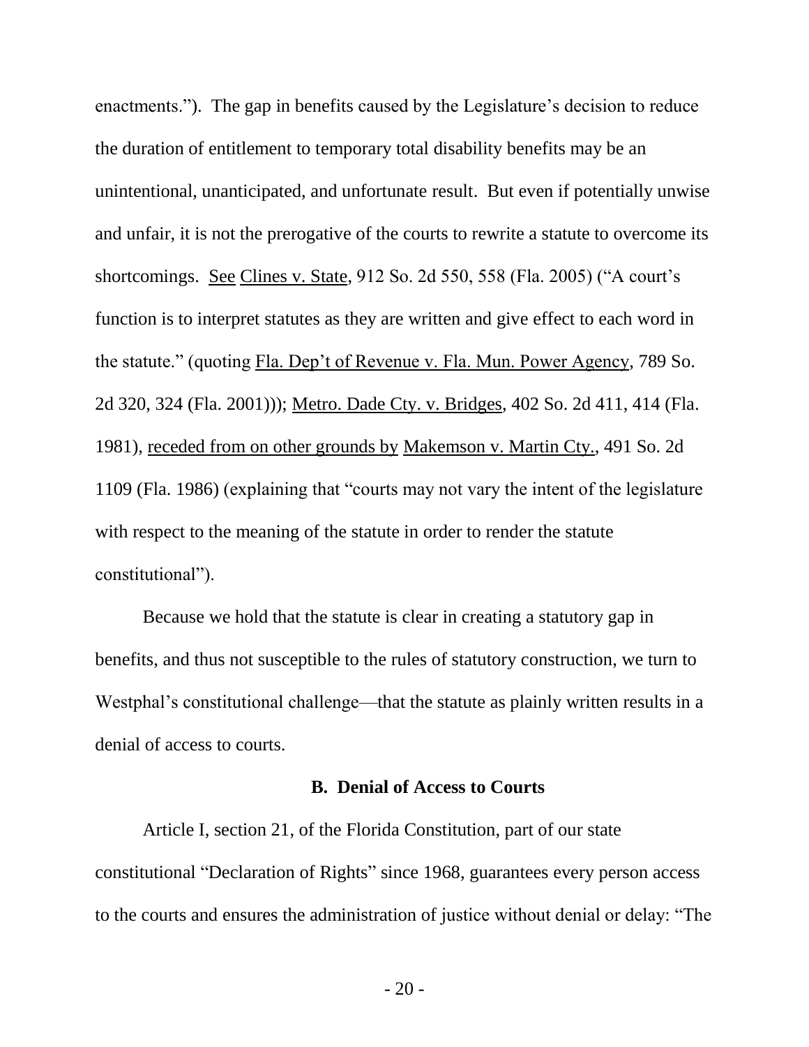enactments."). The gap in benefits caused by the Legislature's decision to reduce the duration of entitlement to temporary total disability benefits may be an unintentional, unanticipated, and unfortunate result. But even if potentially unwise and unfair, it is not the prerogative of the courts to rewrite a statute to overcome its shortcomings. See Clines v. State, 912 So. 2d 550, 558 (Fla. 2005) ("A court's function is to interpret statutes as they are written and give effect to each word in the statute." (quoting Fla. Dep't of Revenue v. Fla. Mun. Power Agency, 789 So. 2d 320, 324 (Fla. 2001))); Metro. Dade Cty. v. Bridges, 402 So. 2d 411, 414 (Fla. 1981), receded from on other grounds by Makemson v. Martin Cty., 491 So. 2d 1109 (Fla. 1986) (explaining that "courts may not vary the intent of the legislature with respect to the meaning of the statute in order to render the statute constitutional").

Because we hold that the statute is clear in creating a statutory gap in benefits, and thus not susceptible to the rules of statutory construction, we turn to Westphal's constitutional challenge—that the statute as plainly written results in a denial of access to courts.

### B. Denial of Access to Courts

Article I, section 21, of the Florida Constitution, part of our state constitutional "Declaration of Rights" since 1968, guarantees every person access to the courts and ensures the administration of justice without denial or delay: "The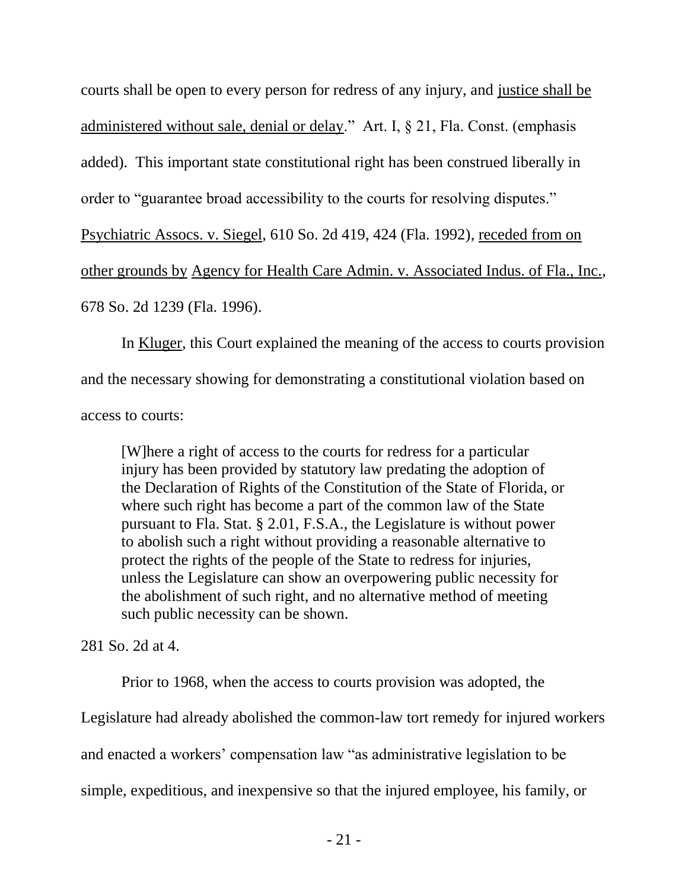courts shall be open to every person for redress of any injury, and <u>justice shall be administered without sale, denial or delay</u>." Art. I, § 21, Fla. Const. (emphasis added). This important state constitutional right has been construed liberally in order to "guarantee broad accessibility to the courts for resolving disputes." <u>Psychiatric Assocs. v. Siegel</u>, 610 So. 2d 419, 424 (Fla. 1992), <u>receded from on other grounds by</u> <u>Agency for Health Care Admin. v. Associated Indus. of Fla., Inc.</u>, 678 So. 2d 1239 (Fla. 1996).

In <u>Kluger</u>, this Court explained the meaning of the access to courts provision and the necessary showing for demonstrating a constitutional violation based on access to courts:

> [W]here a right of access to the courts for redress for a particular injury has been provided by statutory law predating the adoption of the Declaration of Rights of the Constitution of the State of Florida, or where such right has become a part of the common law of the State pursuant to Fla. Stat. § 2.01, F.S.A., the Legislature is without power to abolish such a right without providing a reasonable alternative to protect the rights of the people of the State to redress for injuries, unless the Legislature can show an overpowering public necessity for the abolishment of such right, and no alternative method of meeting such public necessity can be shown.

281 So. 2d at 4.

Prior to 1968, when the access to courts provision was adopted, the Legislature had already abolished the common-law tort remedy for injured workers and enacted a workers' compensation law "as administrative legislation to be simple, expeditious, and inexpensive so that the injured employee, his family, or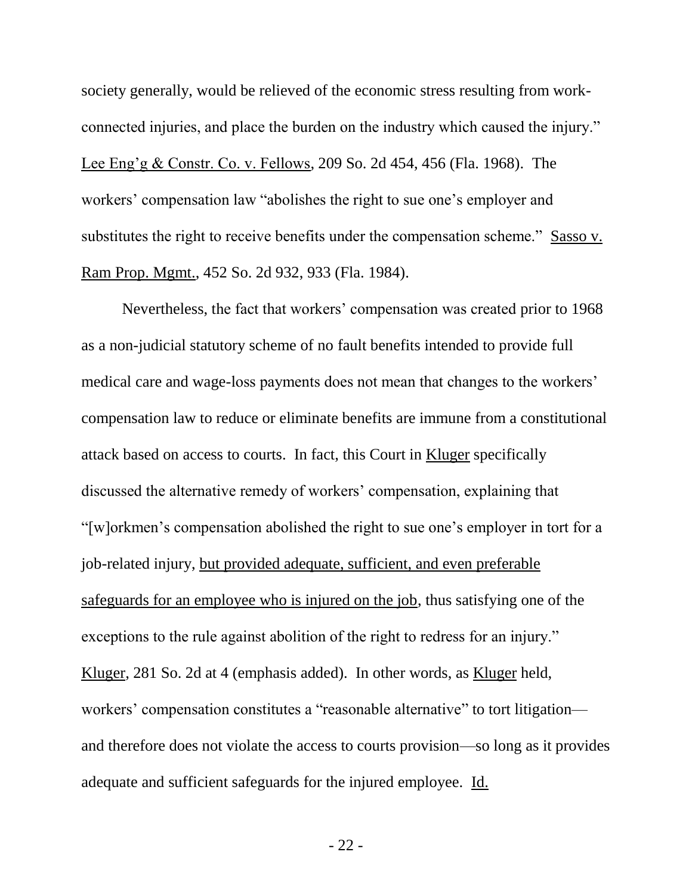society generally, would be relieved of the economic stress resulting from work-connected injuries, and place the burden on the industry which caused the injury." Lee Eng'g & Constr. Co. v. Fellows, 209 So. 2d 454, 456 (Fla. 1968). The workers' compensation law "abolishes the right to sue one's employer and substitutes the right to receive benefits under the compensation scheme." Sasso v. Ram Prop. Mgmt., 452 So. 2d 932, 933 (Fla. 1984).

Nevertheless, the fact that workers' compensation was created prior to 1968 as a non-judicial statutory scheme of no fault benefits intended to provide full medical care and wage-loss payments does not mean that changes to the workers' compensation law to reduce or eliminate benefits are immune from a constitutional attack based on access to courts. In fact, this Court in Kluger specifically discussed the alternative remedy of workers' compensation, explaining that "[w]orkmen's compensation abolished the right to sue one's employer in tort for a job-related injury, but provided adequate, sufficient, and even preferable safeguards for an employee who is injured on the job, thus satisfying one of the exceptions to the rule against abolition of the right to redress for an injury." Kluger, 281 So. 2d at 4 (emphasis added). In other words, as Kluger held, workers' compensation constitutes a "reasonable alternative" to tort litigation—and therefore does not violate the access to courts provision—so long as it provides adequate and sufficient safeguards for the injured employee. Id.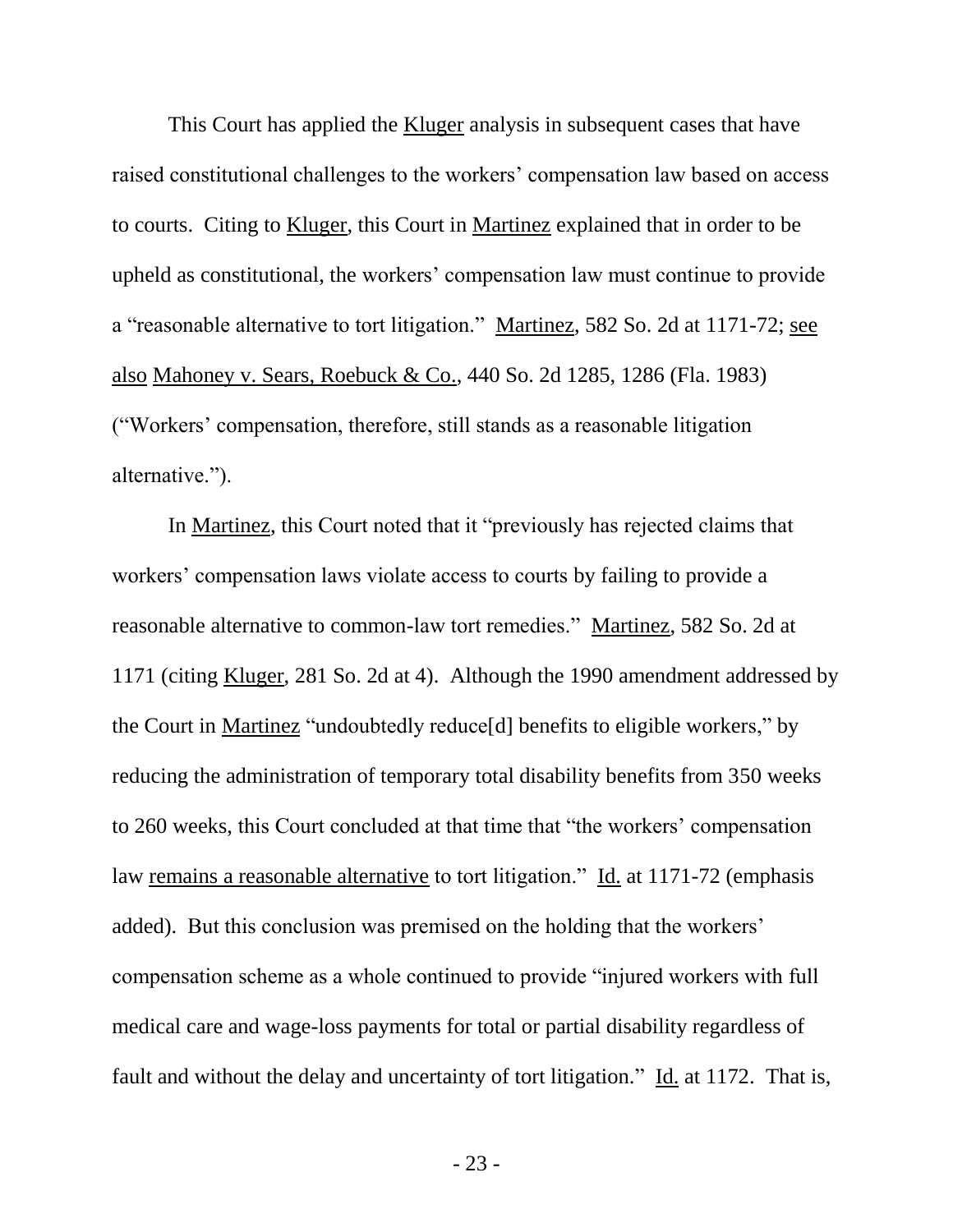This Court has applied the Kluger analysis in subsequent cases that have raised constitutional challenges to the workers' compensation law based on access to courts. Citing to Kluger, this Court in Martinez explained that in order to be upheld as constitutional, the workers' compensation law must continue to provide a "reasonable alternative to tort litigation." Martinez, 582 So. 2d at 1171-72; see also Mahoney v. Sears, Roebuck & Co., 440 So. 2d 1285, 1286 (Fla. 1983) ("Workers' compensation, therefore, still stands as a reasonable litigation alternative.").

In Martinez, this Court noted that it "previously has rejected claims that workers' compensation laws violate access to courts by failing to provide a reasonable alternative to common-law tort remedies." Martinez, 582 So. 2d at 1171 (citing Kluger, 281 So. 2d at 4). Although the 1990 amendment addressed by the Court in Martinez "undoubtedly reduce[d] benefits to eligible workers," by reducing the administration of temporary total disability benefits from 350 weeks to 260 weeks, this Court concluded at that time that "the workers' compensation law remains a reasonable alternative to tort litigation." Id. at 1171-72 (emphasis added). But this conclusion was premised on the holding that the workers' compensation scheme as a whole continued to provide "injured workers with full medical care and wage-loss payments for total or partial disability regardless of fault and without the delay and uncertainty of tort litigation." Id. at 1172. That is,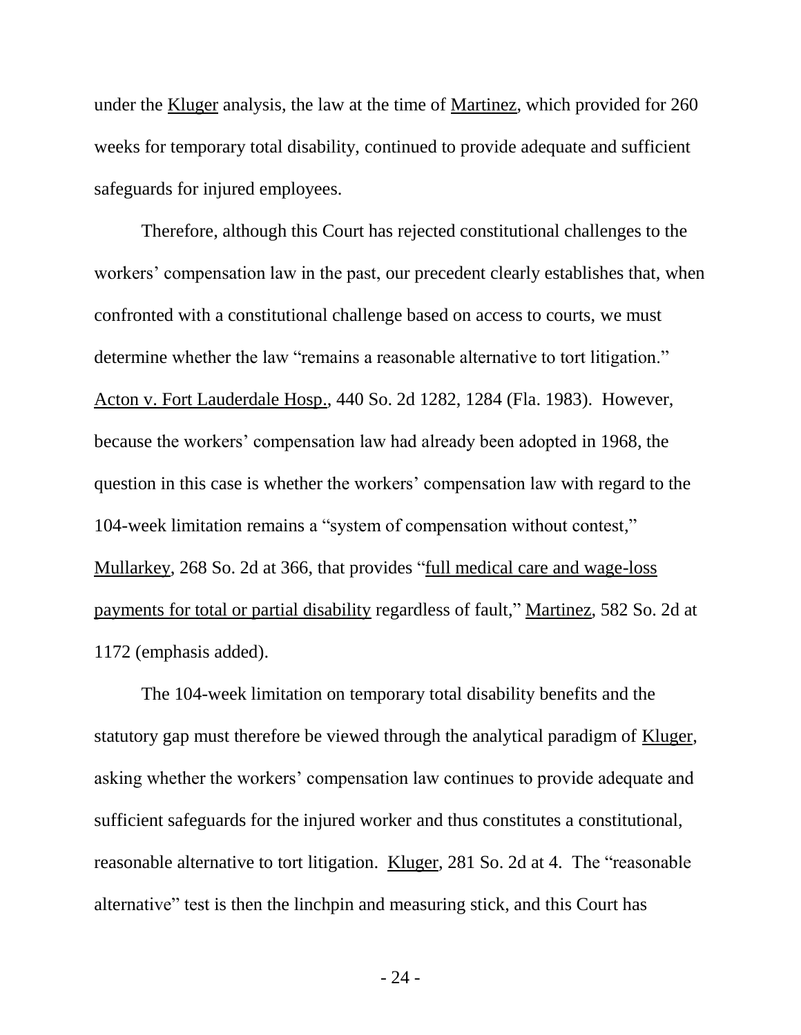under the Kluger analysis, the law at the time of Martinez, which provided for 260 weeks for temporary total disability, continued to provide adequate and sufficient safeguards for injured employees.

Therefore, although this Court has rejected constitutional challenges to the workers' compensation law in the past, our precedent clearly establishes that, when confronted with a constitutional challenge based on access to courts, we must determine whether the law "remains a reasonable alternative to tort litigation." Acton v. Fort Lauderdale Hosp., 440 So. 2d 1282, 1284 (Fla. 1983). However, because the workers' compensation law had already been adopted in 1968, the question in this case is whether the workers' compensation law with regard to the 104-week limitation remains a "system of compensation without contest," Mullarkey, 268 So. 2d at 366, that provides "full medical care and wage-loss payments for total or partial disability regardless of fault," Martinez, 582 So. 2d at 1172 (emphasis added).

The 104-week limitation on temporary total disability benefits and the statutory gap must therefore be viewed through the analytical paradigm of Kluger, asking whether the workers' compensation law continues to provide adequate and sufficient safeguards for the injured worker and thus constitutes a constitutional, reasonable alternative to tort litigation. Kluger, 281 So. 2d at 4. The "reasonable alternative" test is then the linchpin and measuring stick, and this Court has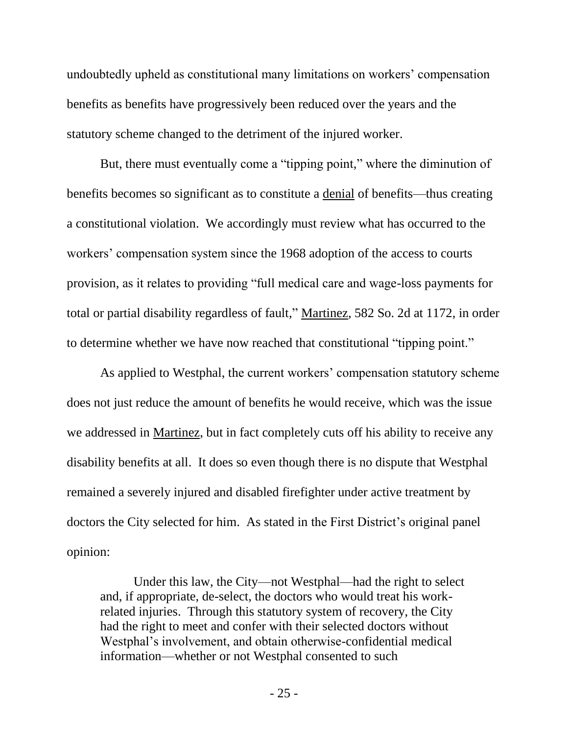undoubtedly upheld as constitutional many limitations on workers' compensation benefits as benefits have progressively been reduced over the years and the statutory scheme changed to the detriment of the injured worker.

But, there must eventually come a "tipping point," where the diminution of benefits becomes so significant as to constitute a denial of benefits—thus creating a constitutional violation. We accordingly must review what has occurred to the workers' compensation system since the 1968 adoption of the access to courts provision, as it relates to providing "full medical care and wage-loss payments for total or partial disability regardless of fault," Martinez, 582 So. 2d at 1172, in order to determine whether we have now reached that constitutional "tipping point."

As applied to Westphal, the current workers' compensation statutory scheme does not just reduce the amount of benefits he would receive, which was the issue we addressed in Martinez, but in fact completely cuts off his ability to receive any disability benefits at all. It does so even though there is no dispute that Westphal remained a severely injured and disabled firefighter under active treatment by doctors the City selected for him. As stated in the First District's original panel opinion:

> Under this law, the City—not Westphal—had the right to select and, if appropriate, de-select, the doctors who would treat his work-related injuries. Through this statutory system of recovery, the City had the right to meet and confer with their selected doctors without Westphal's involvement, and obtain otherwise-confidential medical information—whether or not Westphal consented to such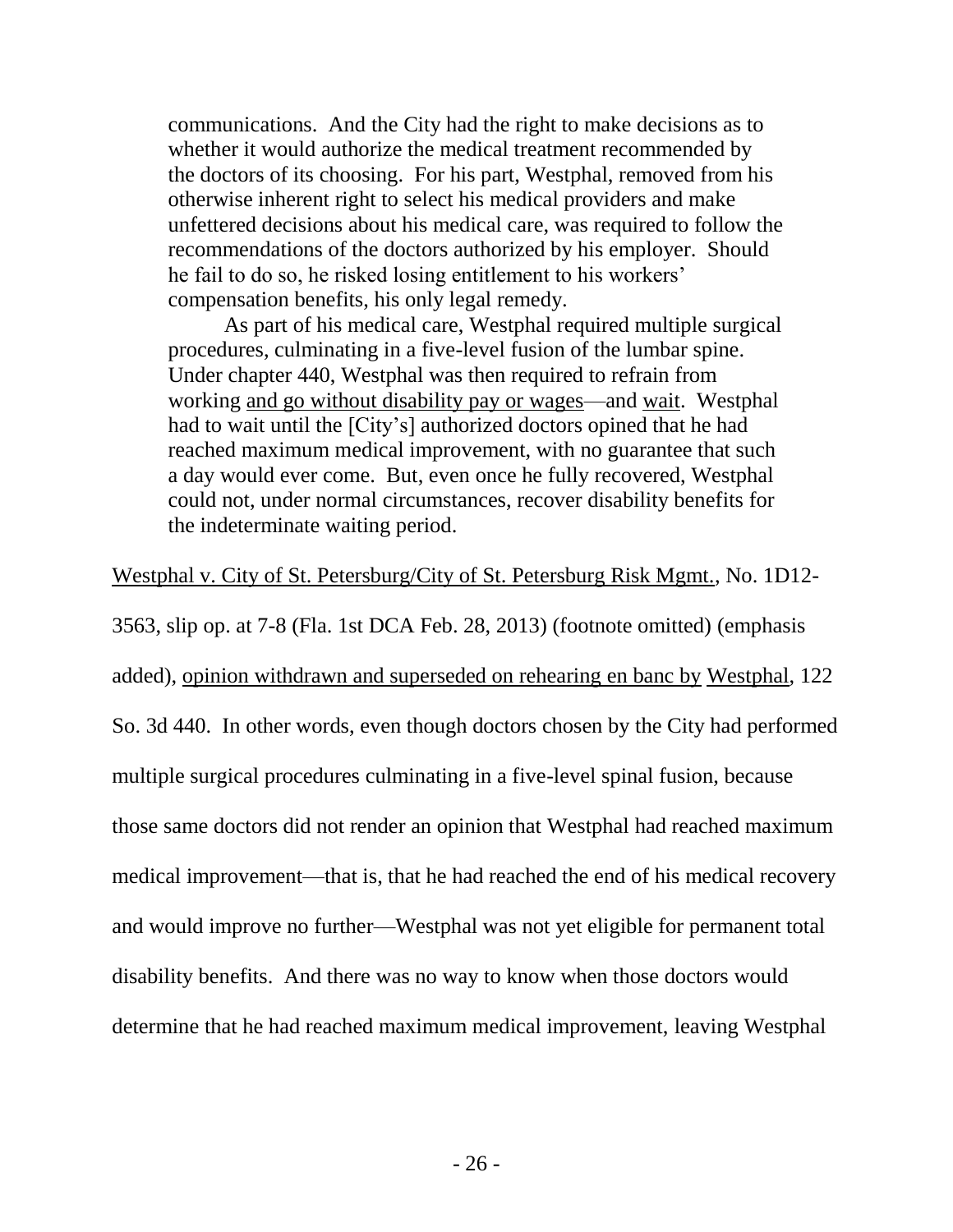> communications. And the City had the right to make decisions as to whether it would authorize the medical treatment recommended by the doctors of its choosing. For his part, Westphal, removed from his otherwise inherent right to select his medical providers and make unfettered decisions about his medical care, was required to follow the recommendations of the doctors authorized by his employer. Should he fail to do so, he risked losing entitlement to his workers' compensation benefits, his only legal remedy.
>
> As part of his medical care, Westphal required multiple surgical procedures, culminating in a five-level fusion of the lumbar spine. Under chapter 440, Westphal was then required to refrain from working <u>and go without disability pay or wages</u>—and <u>wait</u>. Westphal had to wait until the [City's] authorized doctors opined that he had reached maximum medical improvement, with no guarantee that such a day would ever come. But, even once he fully recovered, Westphal could not, under normal circumstances, recover disability benefits for the indeterminate waiting period.

<u>Westphal v. City of St. Petersburg/City of St. Petersburg Risk Mgmt.</u>, No. 1D12-3563, slip op. at 7-8 (Fla. 1st DCA Feb. 28, 2013) (footnote omitted) (emphasis added), <u>opinion withdrawn and superseded on rehearing en banc by</u> <u>Westphal</u>, 122 So. 3d 440. In other words, even though doctors chosen by the City had performed multiple surgical procedures culminating in a five-level spinal fusion, because those same doctors did not render an opinion that Westphal had reached maximum medical improvement—that is, that he had reached the end of his medical recovery and would improve no further—Westphal was not yet eligible for permanent total disability benefits. And there was no way to know when those doctors would determine that he had reached maximum medical improvement, leaving Westphal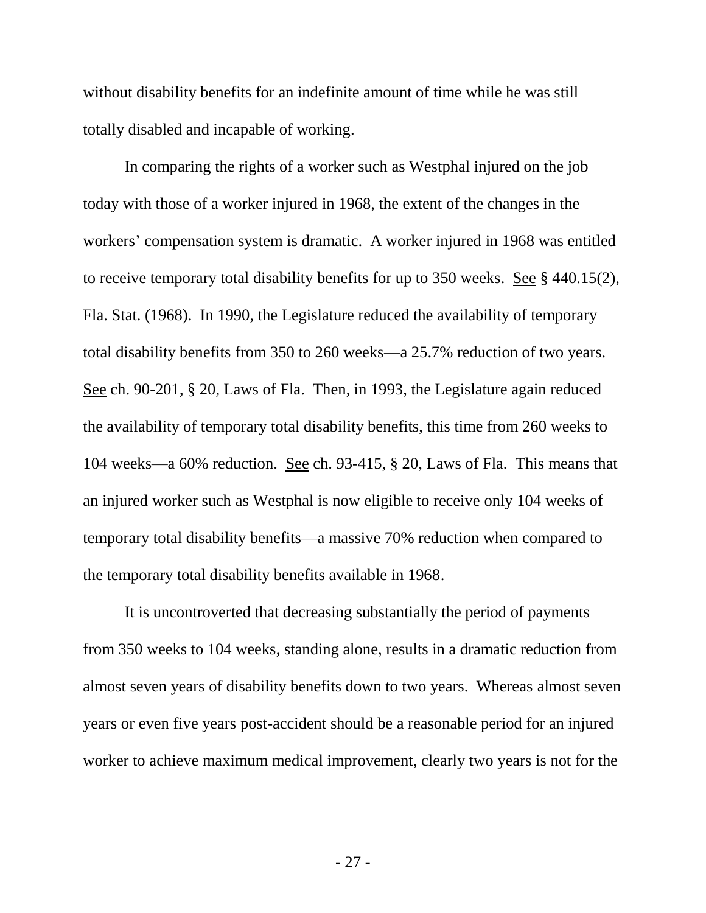without disability benefits for an indefinite amount of time while he was still totally disabled and incapable of working.

In comparing the rights of a worker such as Westphal injured on the job today with those of a worker injured in 1968, the extent of the changes in the workers' compensation system is dramatic. A worker injured in 1968 was entitled to receive temporary total disability benefits for up to 350 weeks. See § 440.15(2), Fla. Stat. (1968). In 1990, the Legislature reduced the availability of temporary total disability benefits from 350 to 260 weeks—a 25.7% reduction of two years. See ch. 90-201, § 20, Laws of Fla. Then, in 1993, the Legislature again reduced the availability of temporary total disability benefits, this time from 260 weeks to 104 weeks—a 60% reduction. See ch. 93-415, § 20, Laws of Fla. This means that an injured worker such as Westphal is now eligible to receive only 104 weeks of temporary total disability benefits—a massive 70% reduction when compared to the temporary total disability benefits available in 1968.

It is uncontroverted that decreasing substantially the period of payments from 350 weeks to 104 weeks, standing alone, results in a dramatic reduction from almost seven years of disability benefits down to two years. Whereas almost seven years or even five years post-accident should be a reasonable period for an injured worker to achieve maximum medical improvement, clearly two years is not for the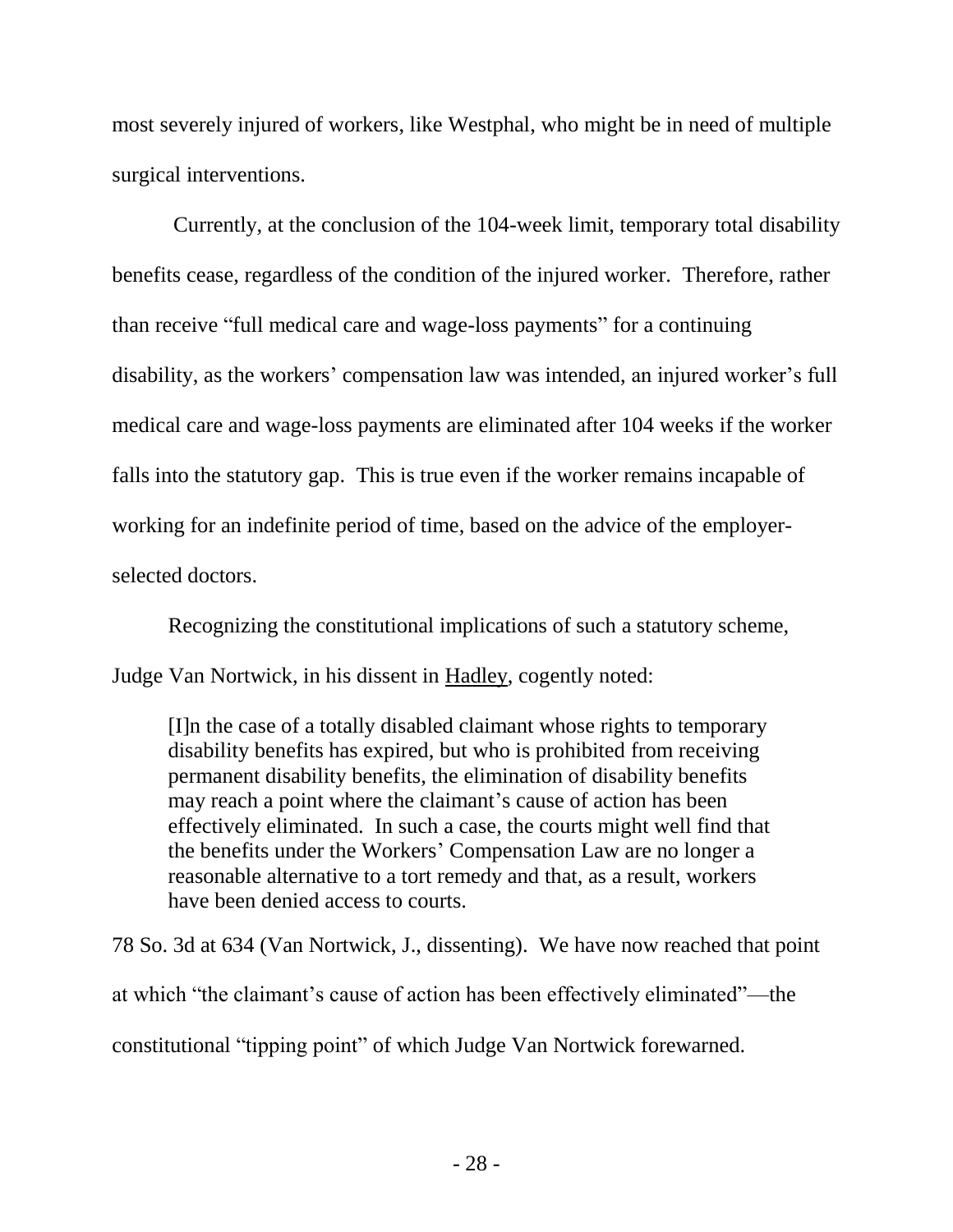most severely injured of workers, like Westphal, who might be in need of multiple surgical interventions.

Currently, at the conclusion of the 104-week limit, temporary total disability benefits cease, regardless of the condition of the injured worker. Therefore, rather than receive "full medical care and wage-loss payments" for a continuing disability, as the workers' compensation law was intended, an injured worker's full medical care and wage-loss payments are eliminated after 104 weeks if the worker falls into the statutory gap. This is true even if the worker remains incapable of working for an indefinite period of time, based on the advice of the employer-selected doctors.

Recognizing the constitutional implications of such a statutory scheme, Judge Van Nortwick, in his dissent in Hadley, cogently noted:

> [I]n the case of a totally disabled claimant whose rights to temporary disability benefits has expired, but who is prohibited from receiving permanent disability benefits, the elimination of disability benefits may reach a point where the claimant's cause of action has been effectively eliminated. In such a case, the courts might well find that the benefits under the Workers' Compensation Law are no longer a reasonable alternative to a tort remedy and that, as a result, workers have been denied access to courts.

78 So. 3d at 634 (Van Nortwick, J., dissenting). We have now reached that point at which "the claimant's cause of action has been effectively eliminated"—the constitutional "tipping point" of which Judge Van Nortwick forewarned.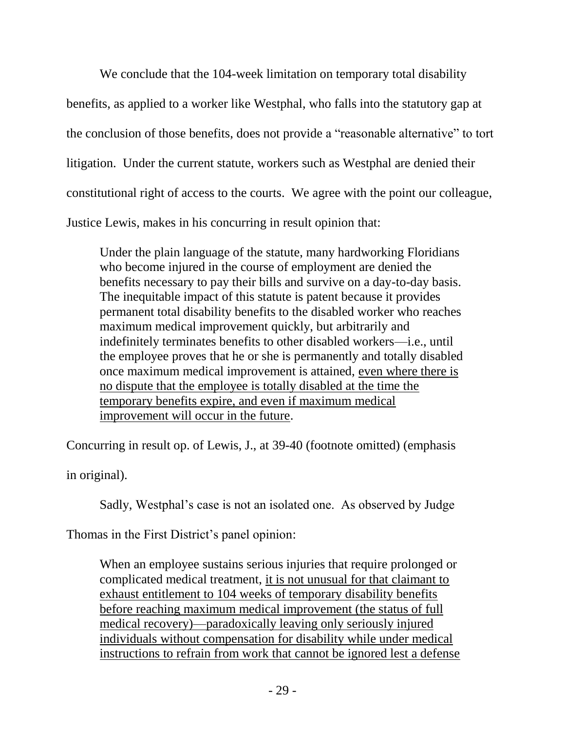We conclude that the 104-week limitation on temporary total disability benefits, as applied to a worker like Westphal, who falls into the statutory gap at the conclusion of those benefits, does not provide a "reasonable alternative" to tort litigation. Under the current statute, workers such as Westphal are denied their constitutional right of access to the courts. We agree with the point our colleague, Justice Lewis, makes in his concurring in result opinion that:

> Under the plain language of the statute, many hardworking Floridians who become injured in the course of employment are denied the benefits necessary to pay their bills and survive on a day-to-day basis. The inequitable impact of this statute is patent because it provides permanent total disability benefits to the disabled worker who reaches maximum medical improvement quickly, but arbitrarily and indefinitely terminates benefits to other disabled workers—i.e., until the employee proves that he or she is permanently and totally disabled once maximum medical improvement is attained, <u>even where there is no dispute that the employee is totally disabled at the time the temporary benefits expire, and even if maximum medical improvement will occur in the future</u>.

Concurring in result op. of Lewis, J., at 39-40 (footnote omitted) (emphasis in original).

Sadly, Westphal's case is not an isolated one. As observed by Judge Thomas in the First District's panel opinion:

> When an employee sustains serious injuries that require prolonged or complicated medical treatment, <u>it is not unusual for that claimant to exhaust entitlement to 104 weeks of temporary disability benefits before reaching maximum medical improvement (the status of full medical recovery)—paradoxically leaving only seriously injured individuals without compensation for disability while under medical instructions to refrain from work that cannot be ignored lest a defense</u>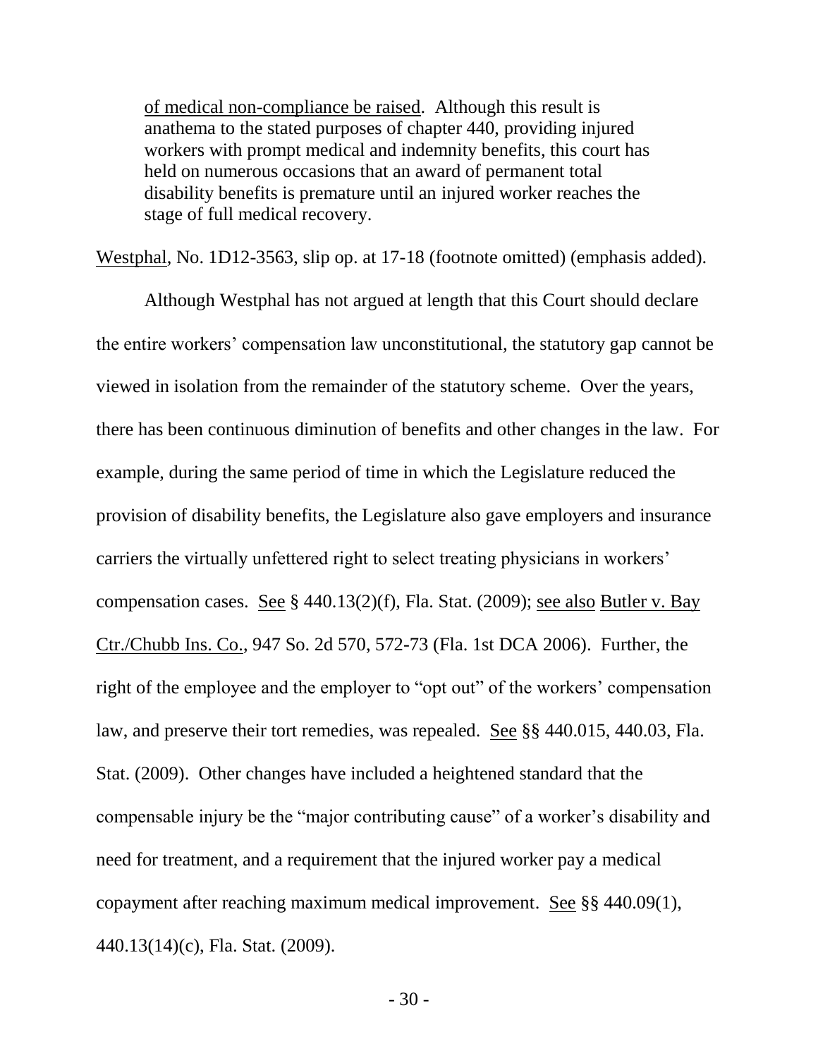> <u>of medical non-compliance be raised</u>. Although this result is anathema to the stated purposes of chapter 440, providing injured workers with prompt medical and indemnity benefits, this court has held on numerous occasions that an award of permanent total disability benefits is premature until an injured worker reaches the stage of full medical recovery.

<u>Westphal</u>, No. 1D12-3563, slip op. at 17-18 (footnote omitted) (emphasis added).

Although Westphal has not argued at length that this Court should declare the entire workers' compensation law unconstitutional, the statutory gap cannot be viewed in isolation from the remainder of the statutory scheme. Over the years, there has been continuous diminution of benefits and other changes in the law. For example, during the same period of time in which the Legislature reduced the provision of disability benefits, the Legislature also gave employers and insurance carriers the virtually unfettered right to select treating physicians in workers' compensation cases. <u>See</u> § 440.13(2)(f), Fla. Stat. (2009); <u>see also</u> <u>Butler v. Bay Ctr./Chubb Ins. Co.</u>, 947 So. 2d 570, 572-73 (Fla. 1st DCA 2006). Further, the right of the employee and the employer to "opt out" of the workers' compensation law, and preserve their tort remedies, was repealed. <u>See</u> §§ 440.015, 440.03, Fla. Stat. (2009). Other changes have included a heightened standard that the compensable injury be the "major contributing cause" of a worker's disability and need for treatment, and a requirement that the injured worker pay a medical copayment after reaching maximum medical improvement. <u>See</u> §§ 440.09(1), 440.13(14)(c), Fla. Stat. (2009).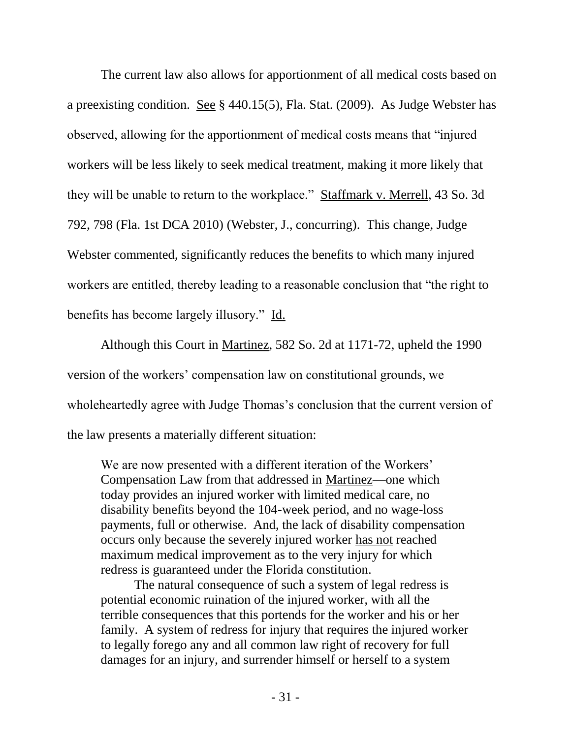The current law also allows for apportionment of all medical costs based on a preexisting condition. See § 440.15(5), Fla. Stat. (2009). As Judge Webster has observed, allowing for the apportionment of medical costs means that "injured workers will be less likely to seek medical treatment, making it more likely that they will be unable to return to the workplace." Staffmark v. Merrell, 43 So. 3d 792, 798 (Fla. 1st DCA 2010) (Webster, J., concurring). This change, Judge Webster commented, significantly reduces the benefits to which many injured workers are entitled, thereby leading to a reasonable conclusion that "the right to benefits has become largely illusory." Id.

Although this Court in Martinez, 582 So. 2d at 1171-72, upheld the 1990 version of the workers' compensation law on constitutional grounds, we wholeheartedly agree with Judge Thomas's conclusion that the current version of the law presents a materially different situation:

> We are now presented with a different iteration of the Workers' Compensation Law from that addressed in Martinez—one which today provides an injured worker with limited medical care, no disability benefits beyond the 104-week period, and no wage-loss payments, full or otherwise. And, the lack of disability compensation occurs only because the severely injured worker has not reached maximum medical improvement as to the very injury for which redress is guaranteed under the Florida constitution.
>
> The natural consequence of such a system of legal redress is potential economic ruination of the injured worker, with all the terrible consequences that this portends for the worker and his or her family. A system of redress for injury that requires the injured worker to legally forego any and all common law right of recovery for full damages for an injury, and surrender himself or herself to a system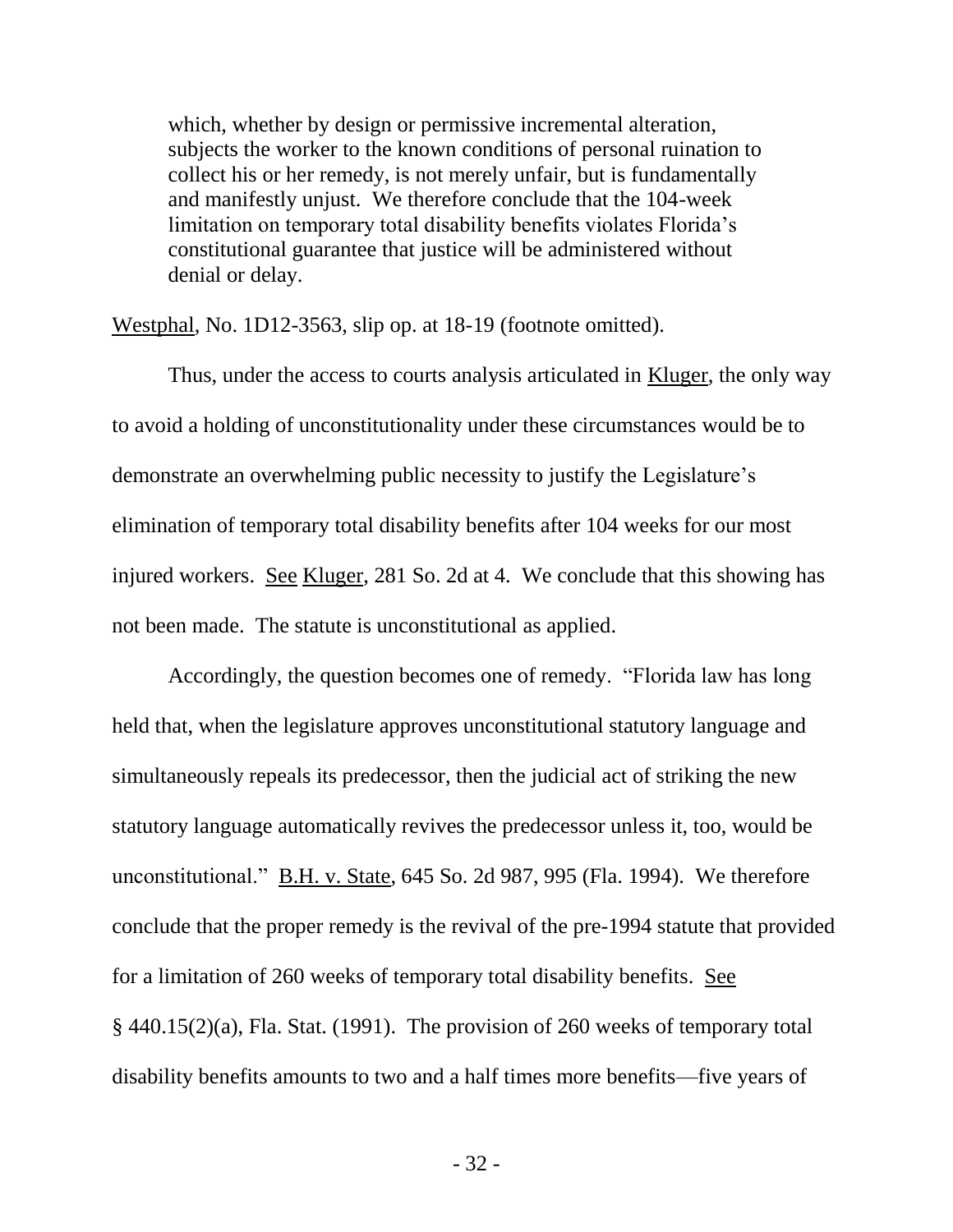> which, whether by design or permissive incremental alteration, subjects the worker to the known conditions of personal ruination to collect his or her remedy, is not merely unfair, but is fundamentally and manifestly unjust. We therefore conclude that the 104-week limitation on temporary total disability benefits violates Florida's constitutional guarantee that justice will be administered without denial or delay.

Westphal, No. 1D12-3563, slip op. at 18-19 (footnote omitted).

Thus, under the access to courts analysis articulated in Kluger, the only way to avoid a holding of unconstitutionality under these circumstances would be to demonstrate an overwhelming public necessity to justify the Legislature's elimination of temporary total disability benefits after 104 weeks for our most injured workers. See Kluger, 281 So. 2d at 4. We conclude that this showing has not been made. The statute is unconstitutional as applied.

Accordingly, the question becomes one of remedy. "Florida law has long held that, when the legislature approves unconstitutional statutory language and simultaneously repeals its predecessor, then the judicial act of striking the new statutory language automatically revives the predecessor unless it, too, would be unconstitutional." B.H. v. State, 645 So. 2d 987, 995 (Fla. 1994). We therefore conclude that the proper remedy is the revival of the pre-1994 statute that provided for a limitation of 260 weeks of temporary total disability benefits. See § 440.15(2)(a), Fla. Stat. (1991). The provision of 260 weeks of temporary total disability benefits amounts to two and a half times more benefits—five years of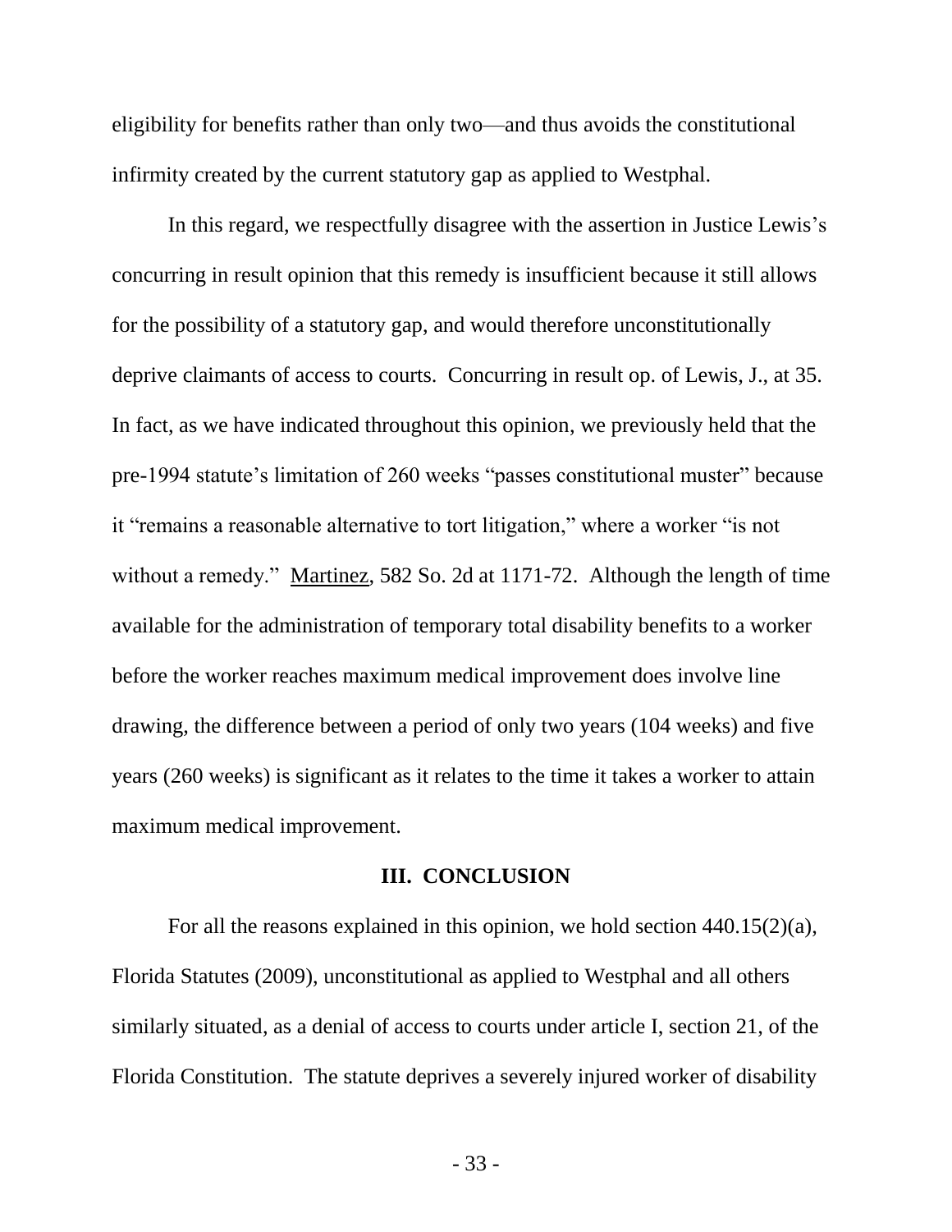eligibility for benefits rather than only two—and thus avoids the constitutional infirmity created by the current statutory gap as applied to Westphal.

In this regard, we respectfully disagree with the assertion in Justice Lewis's concurring in result opinion that this remedy is insufficient because it still allows for the possibility of a statutory gap, and would therefore unconstitutionally deprive claimants of access to courts. Concurring in result op. of Lewis, J., at 35. In fact, as we have indicated throughout this opinion, we previously held that the pre-1994 statute's limitation of 260 weeks "passes constitutional muster" because it "remains a reasonable alternative to tort litigation," where a worker "is not without a remedy." Martinez, 582 So. 2d at 1171-72. Although the length of time available for the administration of temporary total disability benefits to a worker before the worker reaches maximum medical improvement does involve line drawing, the difference between a period of only two years (104 weeks) and five years (260 weeks) is significant as it relates to the time it takes a worker to attain maximum medical improvement.

## III. CONCLUSION

For all the reasons explained in this opinion, we hold section 440.15(2)(a), Florida Statutes (2009), unconstitutional as applied to Westphal and all others similarly situated, as a denial of access to courts under article I, section 21, of the Florida Constitution. The statute deprives a severely injured worker of disability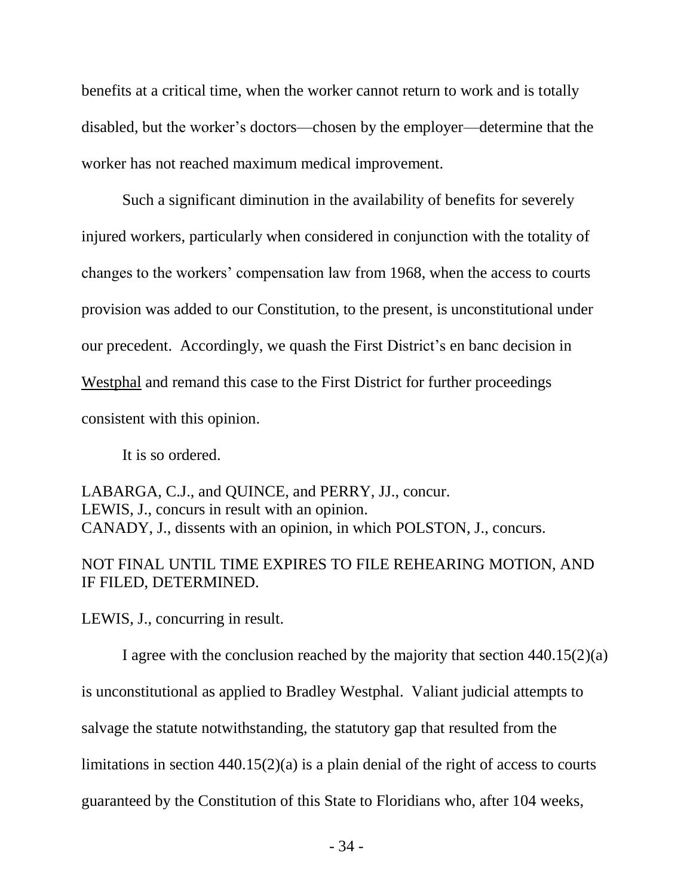benefits at a critical time, when the worker cannot return to work and is totally disabled, but the worker's doctors—chosen by the employer—determine that the worker has not reached maximum medical improvement.

Such a significant diminution in the availability of benefits for severely injured workers, particularly when considered in conjunction with the totality of changes to the workers' compensation law from 1968, when the access to courts provision was added to our Constitution, to the present, is unconstitutional under our precedent. Accordingly, we quash the First District's en banc decision in Westphal and remand this case to the First District for further proceedings consistent with this opinion.

It is so ordered.

LABARGA, C.J., and QUINCE, and PERRY, JJ., concur.
LEWIS, J., concurs in result with an opinion.
CANADY, J., dissents with an opinion, in which POLSTON, J., concurs.

NOT FINAL UNTIL TIME EXPIRES TO FILE REHEARING MOTION, AND IF FILED, DETERMINED.

LEWIS, J., concurring in result.

I agree with the conclusion reached by the majority that section 440.15(2)(a) is unconstitutional as applied to Bradley Westphal. Valiant judicial attempts to salvage the statute notwithstanding, the statutory gap that resulted from the limitations in section 440.15(2)(a) is a plain denial of the right of access to courts guaranteed by the Constitution of this State to Floridians who, after 104 weeks,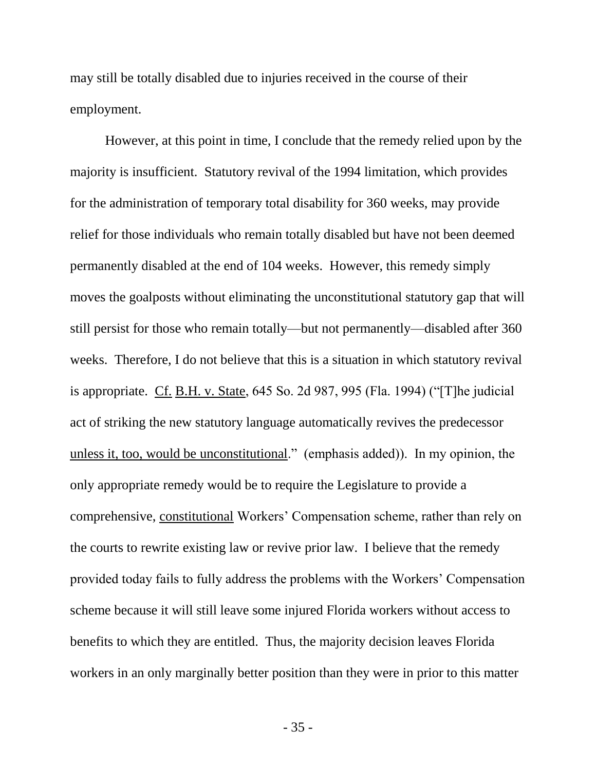may still be totally disabled due to injuries received in the course of their employment.

However, at this point in time, I conclude that the remedy relied upon by the majority is insufficient. Statutory revival of the 1994 limitation, which provides for the administration of temporary total disability for 360 weeks, may provide relief for those individuals who remain totally disabled but have not been deemed permanently disabled at the end of 104 weeks. However, this remedy simply moves the goalposts without eliminating the unconstitutional statutory gap that will still persist for those who remain totally—but not permanently—disabled after 360 weeks. Therefore, I do not believe that this is a situation in which statutory revival is appropriate. Cf. B.H. v. State, 645 So. 2d 987, 995 (Fla. 1994) ("[T]he judicial act of striking the new statutory language automatically revives the predecessor unless it, too, would be unconstitutional." (emphasis added)). In my opinion, the only appropriate remedy would be to require the Legislature to provide a comprehensive, constitutional Workers' Compensation scheme, rather than rely on the courts to rewrite existing law or revive prior law. I believe that the remedy provided today fails to fully address the problems with the Workers' Compensation scheme because it will still leave some injured Florida workers without access to benefits to which they are entitled. Thus, the majority decision leaves Florida workers in an only marginally better position than they were in prior to this matter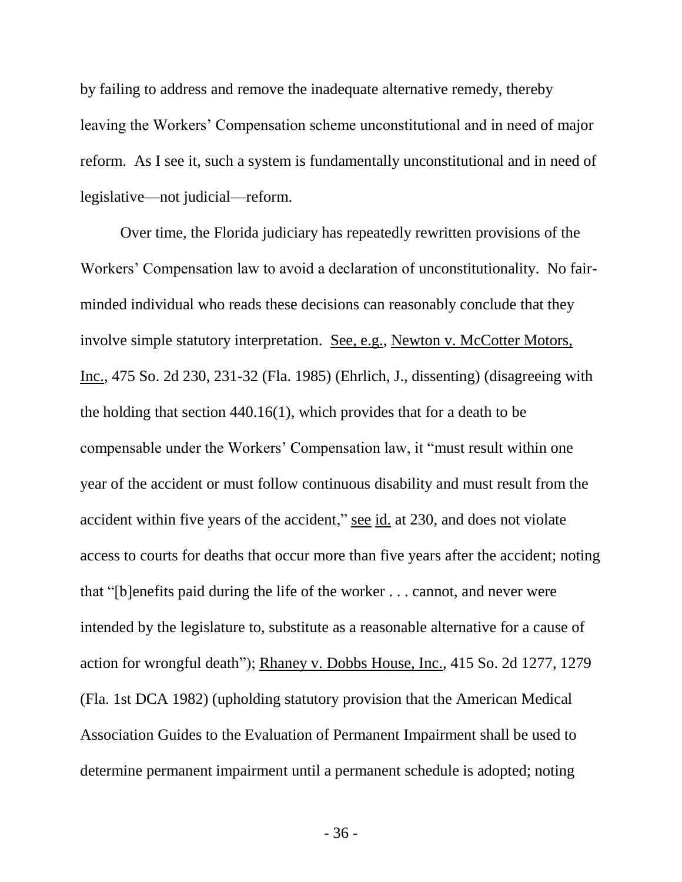by failing to address and remove the inadequate alternative remedy, thereby leaving the Workers' Compensation scheme unconstitutional and in need of major reform. As I see it, such a system is fundamentally unconstitutional and in need of legislative—not judicial—reform.

Over time, the Florida judiciary has repeatedly rewritten provisions of the Workers' Compensation law to avoid a declaration of unconstitutionality. No fair-minded individual who reads these decisions can reasonably conclude that they involve simple statutory interpretation. See, e.g., Newton v. McCotter Motors, Inc., 475 So. 2d 230, 231-32 (Fla. 1985) (Ehrlich, J., dissenting) (disagreeing with the holding that section 440.16(1), which provides that for a death to be compensable under the Workers' Compensation law, it "must result within one year of the accident or must follow continuous disability and must result from the accident within five years of the accident," see id. at 230, and does not violate access to courts for deaths that occur more than five years after the accident; noting that "[b]enefits paid during the life of the worker . . . cannot, and never were intended by the legislature to, substitute as a reasonable alternative for a cause of action for wrongful death"); Rhaney v. Dobbs House, Inc., 415 So. 2d 1277, 1279 (Fla. 1st DCA 1982) (upholding statutory provision that the American Medical Association Guides to the Evaluation of Permanent Impairment shall be used to determine permanent impairment until a permanent schedule is adopted; noting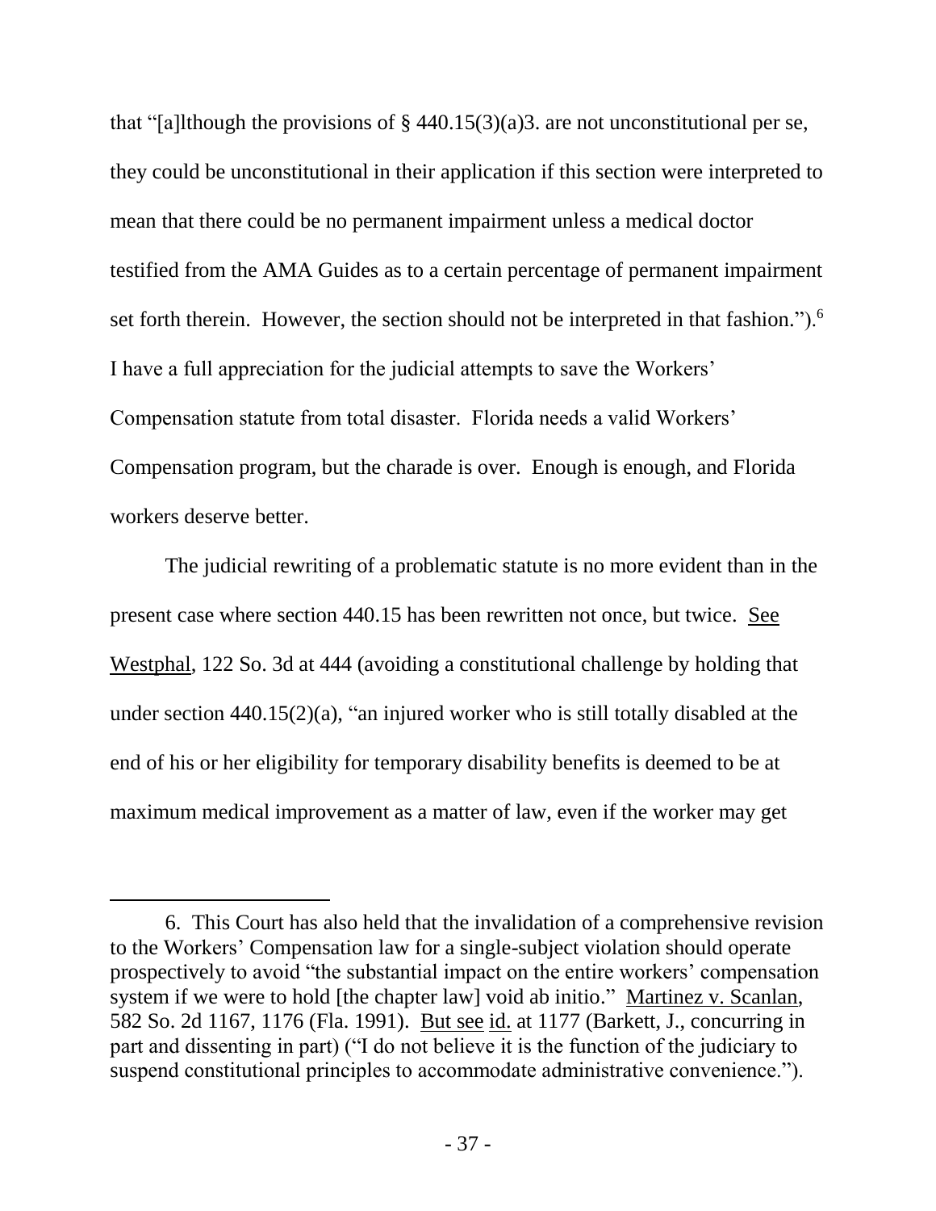that "[a]lthough the provisions of § 440.15(3)(a)3. are not unconstitutional per se, they could be unconstitutional in their application if this section were interpreted to mean that there could be no permanent impairment unless a medical doctor testified from the AMA Guides as to a certain percentage of permanent impairment set forth therein. However, the section should not be interpreted in that fashion.").[6] I have a full appreciation for the judicial attempts to save the Workers' Compensation statute from total disaster. Florida needs a valid Workers' Compensation program, but the charade is over. Enough is enough, and Florida workers deserve better.

The judicial rewriting of a problematic statute is no more evident than in the present case where section 440.15 has been rewritten not once, but twice. See Westphal, 122 So. 3d at 444 (avoiding a constitutional challenge by holding that under section 440.15(2)(a), "an injured worker who is still totally disabled at the end of his or her eligibility for temporary disability benefits is deemed to be at maximum medical improvement as a matter of law, even if the worker may get

---

6. This Court has also held that the invalidation of a comprehensive revision to the Workers' Compensation law for a single-subject violation should operate prospectively to avoid "the substantial impact on the entire workers' compensation system if we were to hold [the chapter law] void ab initio." Martinez v. Scanlan, 582 So. 2d 1167, 1176 (Fla. 1991). But see id. at 1177 (Barkett, J., concurring in part and dissenting in part) ("I do not believe it is the function of the judiciary to suspend constitutional principles to accommodate administrative convenience.").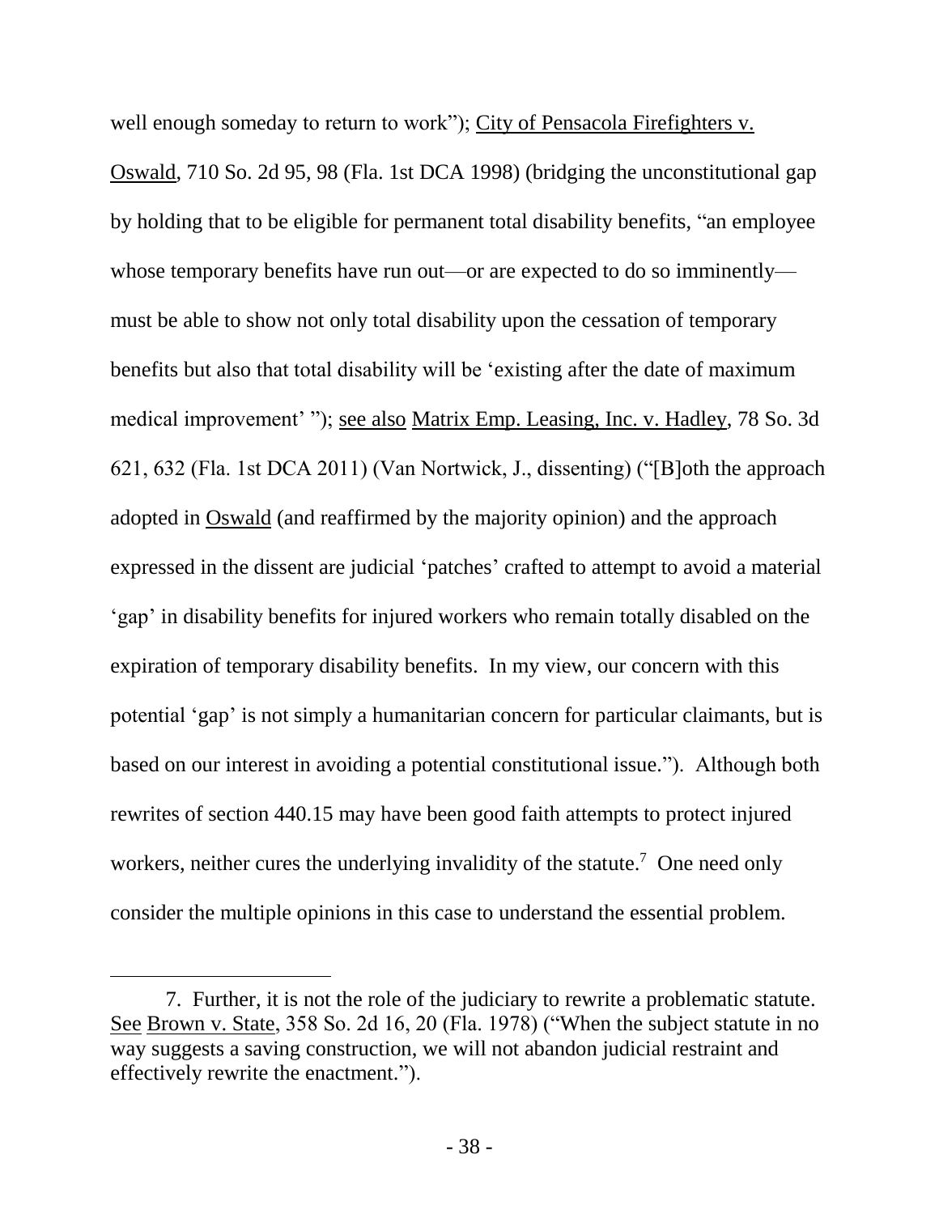well enough someday to return to work"); City of Pensacola Firefighters v. Oswald, 710 So. 2d 95, 98 (Fla. 1st DCA 1998) (bridging the unconstitutional gap by holding that to be eligible for permanent total disability benefits, "an employee whose temporary benefits have run out—or are expected to do so imminently—must be able to show not only total disability upon the cessation of temporary benefits but also that total disability will be 'existing after the date of maximum medical improvement' "); see also Matrix Emp. Leasing, Inc. v. Hadley, 78 So. 3d 621, 632 (Fla. 1st DCA 2011) (Van Nortwick, J., dissenting) ("[B]oth the approach adopted in Oswald (and reaffirmed by the majority opinion) and the approach expressed in the dissent are judicial 'patches' crafted to attempt to avoid a material 'gap' in disability benefits for injured workers who remain totally disabled on the expiration of temporary disability benefits. In my view, our concern with this potential 'gap' is not simply a humanitarian concern for particular claimants, but is based on our interest in avoiding a potential constitutional issue."). Although both rewrites of section 440.15 may have been good faith attempts to protect injured workers, neither cures the underlying invalidity of the statute.[7] One need only consider the multiple opinions in this case to understand the essential problem.

---

7. Further, it is not the role of the judiciary to rewrite a problematic statute. See Brown v. State, 358 So. 2d 16, 20 (Fla. 1978) ("When the subject statute in no way suggests a saving construction, we will not abandon judicial restraint and effectively rewrite the enactment.").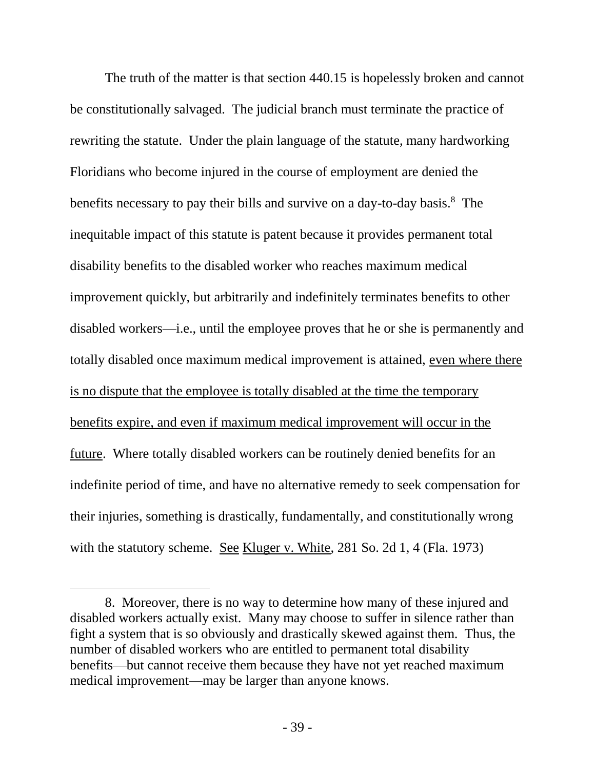The truth of the matter is that section 440.15 is hopelessly broken and cannot be constitutionally salvaged. The judicial branch must terminate the practice of rewriting the statute. Under the plain language of the statute, many hardworking Floridians who become injured in the course of employment are denied the benefits necessary to pay their bills and survive on a day-to-day basis.[8] The inequitable impact of this statute is patent because it provides permanent total disability benefits to the disabled worker who reaches maximum medical improvement quickly, but arbitrarily and indefinitely terminates benefits to other disabled workers—i.e., until the employee proves that he or she is permanently and totally disabled once maximum medical improvement is attained, <u>even where there is no dispute that the employee is totally disabled at the time the temporary benefits expire, and even if maximum medical improvement will occur in the future</u>. Where totally disabled workers can be routinely denied benefits for an indefinite period of time, and have no alternative remedy to seek compensation for their injuries, something is drastically, fundamentally, and constitutionally wrong with the statutory scheme. <u>See</u> <u>Kluger v. White</u>, 281 So. 2d 1, 4 (Fla. 1973)

---

8. Moreover, there is no way to determine how many of these injured and disabled workers actually exist. Many may choose to suffer in silence rather than fight a system that is so obviously and drastically skewed against them. Thus, the number of disabled workers who are entitled to permanent total disability benefits—but cannot receive them because they have not yet reached maximum medical improvement—may be larger than anyone knows.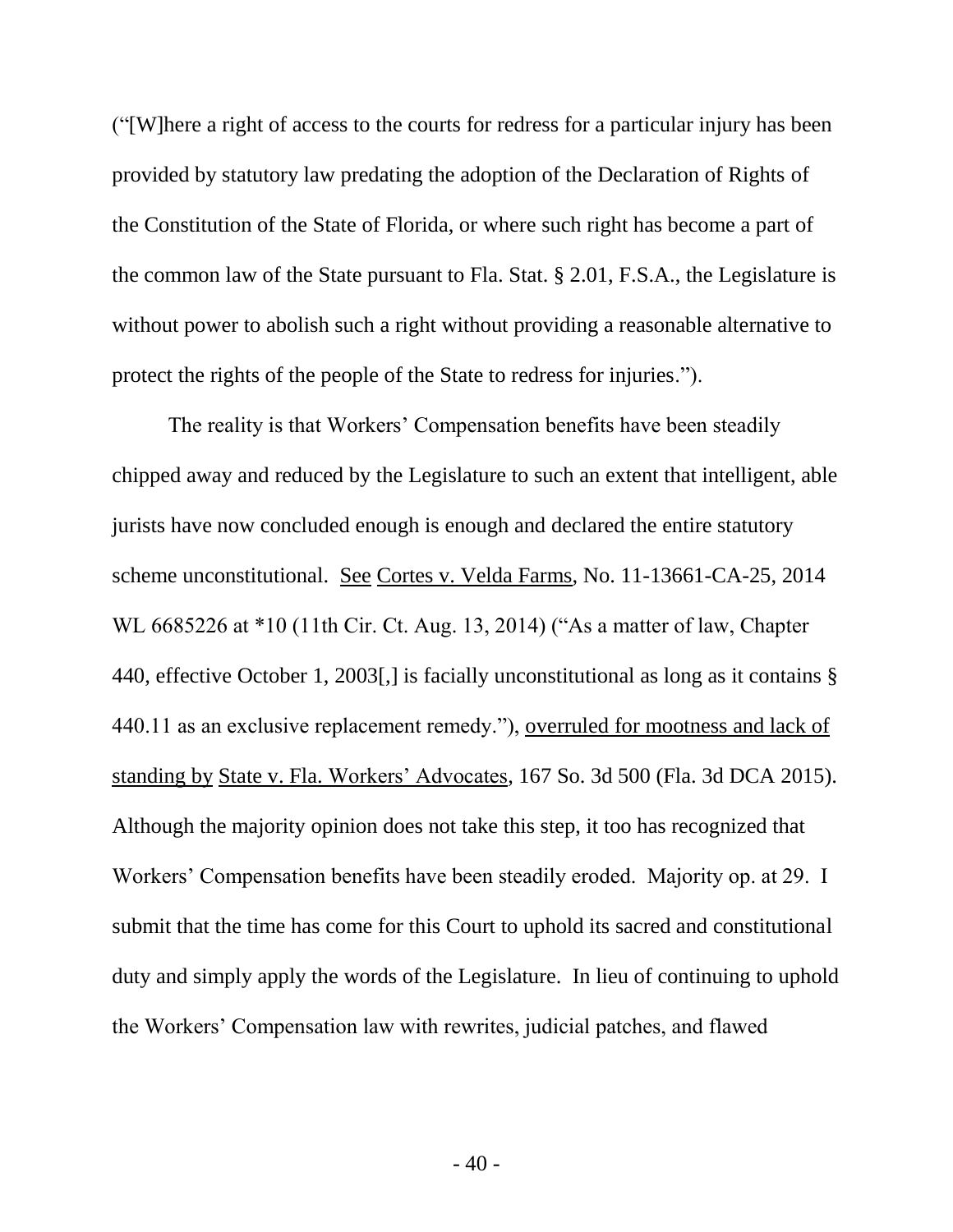("[W]here a right of access to the courts for redress for a particular injury has been provided by statutory law predating the adoption of the Declaration of Rights of the Constitution of the State of Florida, or where such right has become a part of the common law of the State pursuant to Fla. Stat. § 2.01, F.S.A., the Legislature is without power to abolish such a right without providing a reasonable alternative to protect the rights of the people of the State to redress for injuries.").

The reality is that Workers' Compensation benefits have been steadily chipped away and reduced by the Legislature to such an extent that intelligent, able jurists have now concluded enough is enough and declared the entire statutory scheme unconstitutional. See Cortes v. Velda Farms, No. 11-13661-CA-25, 2014 WL 6685226 at *10 (11th Cir. Ct. Aug. 13, 2014) ("As a matter of law, Chapter 440, effective October 1, 2003[,] is facially unconstitutional as long as it contains § 440.11 as an exclusive replacement remedy."), overruled for mootness and lack of standing by State v. Fla. Workers' Advocates, 167 So. 3d 500 (Fla. 3d DCA 2015). Although the majority opinion does not take this step, it too has recognized that Workers' Compensation benefits have been steadily eroded. Majority op. at 29. I submit that the time has come for this Court to uphold its sacred and constitutional duty and simply apply the words of the Legislature. In lieu of continuing to uphold the Workers' Compensation law with rewrites, judicial patches, and flawed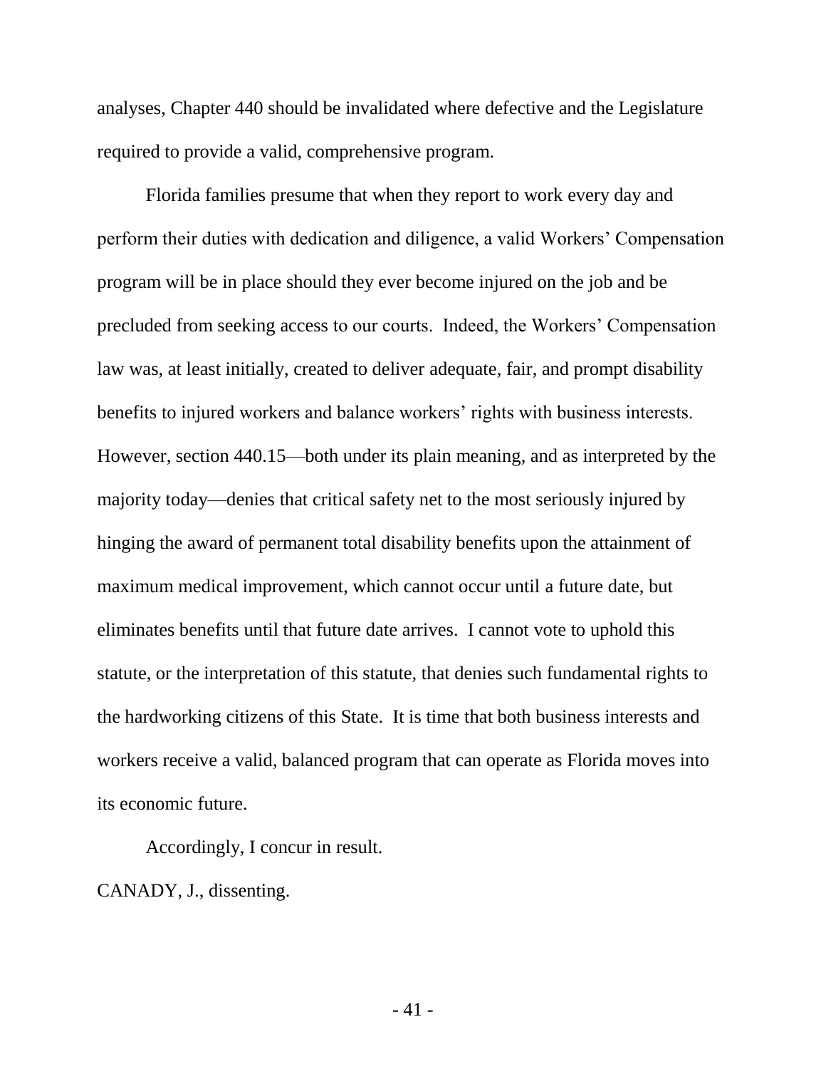analyses, Chapter 440 should be invalidated where defective and the Legislature required to provide a valid, comprehensive program.

Florida families presume that when they report to work every day and perform their duties with dedication and diligence, a valid Workers' Compensation program will be in place should they ever become injured on the job and be precluded from seeking access to our courts. Indeed, the Workers' Compensation law was, at least initially, created to deliver adequate, fair, and prompt disability benefits to injured workers and balance workers' rights with business interests. However, section 440.15—both under its plain meaning, and as interpreted by the majority today—denies that critical safety net to the most seriously injured by hinging the award of permanent total disability benefits upon the attainment of maximum medical improvement, which cannot occur until a future date, but eliminates benefits until that future date arrives. I cannot vote to uphold this statute, or the interpretation of this statute, that denies such fundamental rights to the hardworking citizens of this State. It is time that both business interests and workers receive a valid, balanced program that can operate as Florida moves into its economic future.

Accordingly, I concur in result.

CANADY, J., dissenting.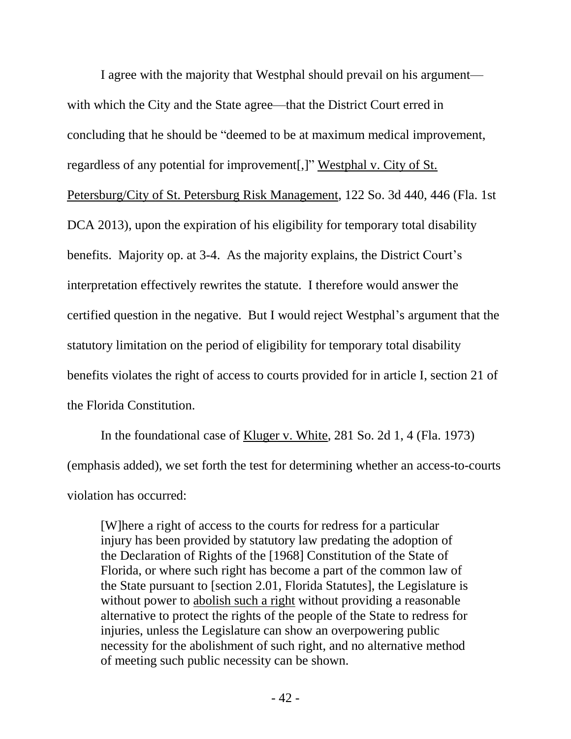I agree with the majority that Westphal should prevail on his argument—with which the City and the State agree—that the District Court erred in concluding that he should be "deemed to be at maximum medical improvement, regardless of any potential for improvement[,]" Westphal v. City of St. Petersburg/City of St. Petersburg Risk Management, 122 So. 3d 440, 446 (Fla. 1st DCA 2013), upon the expiration of his eligibility for temporary total disability benefits. Majority op. at 3-4. As the majority explains, the District Court's interpretation effectively rewrites the statute. I therefore would answer the certified question in the negative. But I would reject Westphal's argument that the statutory limitation on the period of eligibility for temporary total disability benefits violates the right of access to courts provided for in article I, section 21 of the Florida Constitution.

In the foundational case of Kluger v. White, 281 So. 2d 1, 4 (Fla. 1973) (emphasis added), we set forth the test for determining whether an access-to-courts violation has occurred:

> [W]here a right of access to the courts for redress for a particular injury has been provided by statutory law predating the adoption of the Declaration of Rights of the [1968] Constitution of the State of Florida, or where such right has become a part of the common law of the State pursuant to [section 2.01, Florida Statutes], the Legislature is without power to abolish such a right without providing a reasonable alternative to protect the rights of the people of the State to redress for injuries, unless the Legislature can show an overpowering public necessity for the abolishment of such right, and no alternative method of meeting such public necessity can be shown.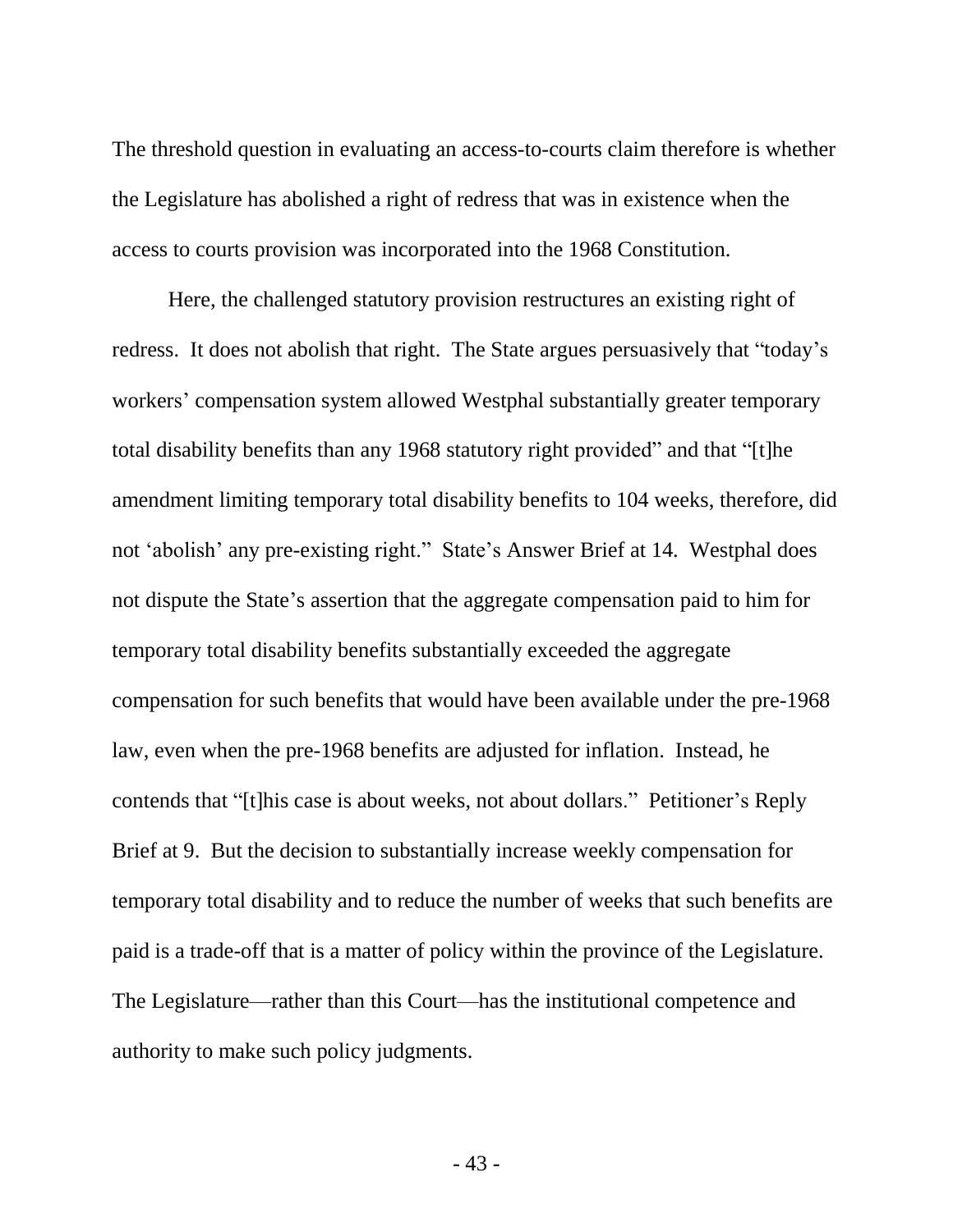The threshold question in evaluating an access-to-courts claim therefore is whether the Legislature has abolished a right of redress that was in existence when the access to courts provision was incorporated into the 1968 Constitution.

Here, the challenged statutory provision restructures an existing right of redress. It does not abolish that right. The State argues persuasively that "today's workers' compensation system allowed Westphal substantially greater temporary total disability benefits than any 1968 statutory right provided" and that "[t]he amendment limiting temporary total disability benefits to 104 weeks, therefore, did not 'abolish' any pre-existing right." State's Answer Brief at 14. Westphal does not dispute the State's assertion that the aggregate compensation paid to him for temporary total disability benefits substantially exceeded the aggregate compensation for such benefits that would have been available under the pre-1968 law, even when the pre-1968 benefits are adjusted for inflation. Instead, he contends that "[t]his case is about weeks, not about dollars." Petitioner's Reply Brief at 9. But the decision to substantially increase weekly compensation for temporary total disability and to reduce the number of weeks that such benefits are paid is a trade-off that is a matter of policy within the province of the Legislature. The Legislature—rather than this Court—has the institutional competence and authority to make such policy judgments.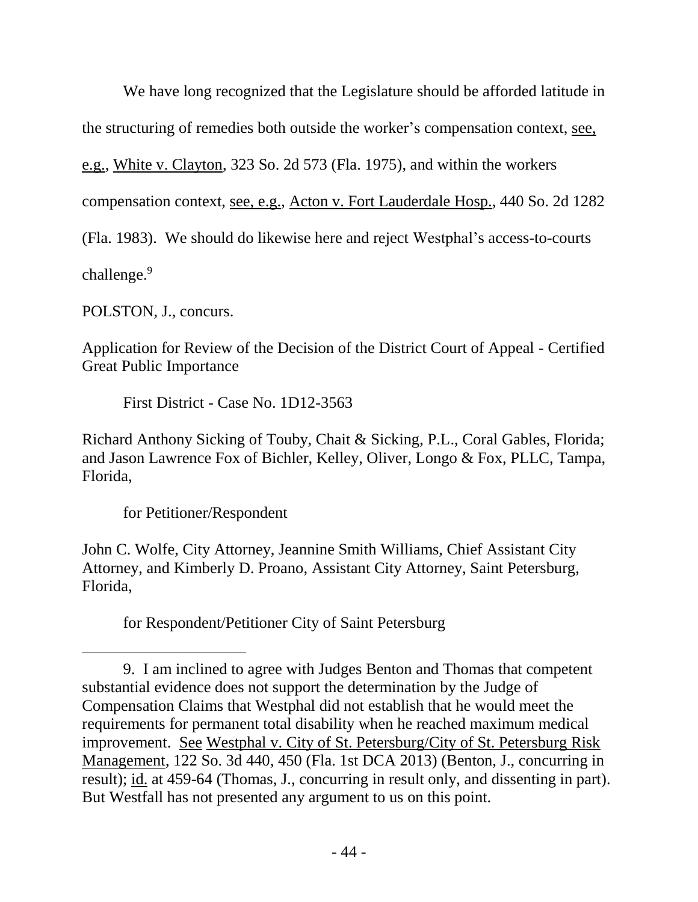We have long recognized that the Legislature should be afforded latitude in the structuring of remedies both outside the worker's compensation context, see, e.g., White v. Clayton, 323 So. 2d 573 (Fla. 1975), and within the workers compensation context, see, e.g., Acton v. Fort Lauderdale Hosp., 440 So. 2d 1282 (Fla. 1983). We should do likewise here and reject Westphal's access-to-courts challenge.[9]

POLSTON, J., concurs.

Application for Review of the Decision of the District Court of Appeal - Certified Great Public Importance

First District - Case No. 1D12-3563

Richard Anthony Sicking of Touby, Chait & Sicking, P.L., Coral Gables, Florida; and Jason Lawrence Fox of Bichler, Kelley, Oliver, Longo & Fox, PLLC, Tampa, Florida,

for Petitioner/Respondent

John C. Wolfe, City Attorney, Jeannine Smith Williams, Chief Assistant City Attorney, and Kimberly D. Proano, Assistant City Attorney, Saint Petersburg, Florida,

for Respondent/Petitioner City of Saint Petersburg

---

9. I am inclined to agree with Judges Benton and Thomas that competent substantial evidence does not support the determination by the Judge of Compensation Claims that Westphal did not establish that he would meet the requirements for permanent total disability when he reached maximum medical improvement. See Westphal v. City of St. Petersburg/City of St. Petersburg Risk Management, 122 So. 3d 440, 450 (Fla. 1st DCA 2013) (Benton, J., concurring in result); id. at 459-64 (Thomas, J., concurring in result only, and dissenting in part). But Westfall has not presented any argument to us on this point.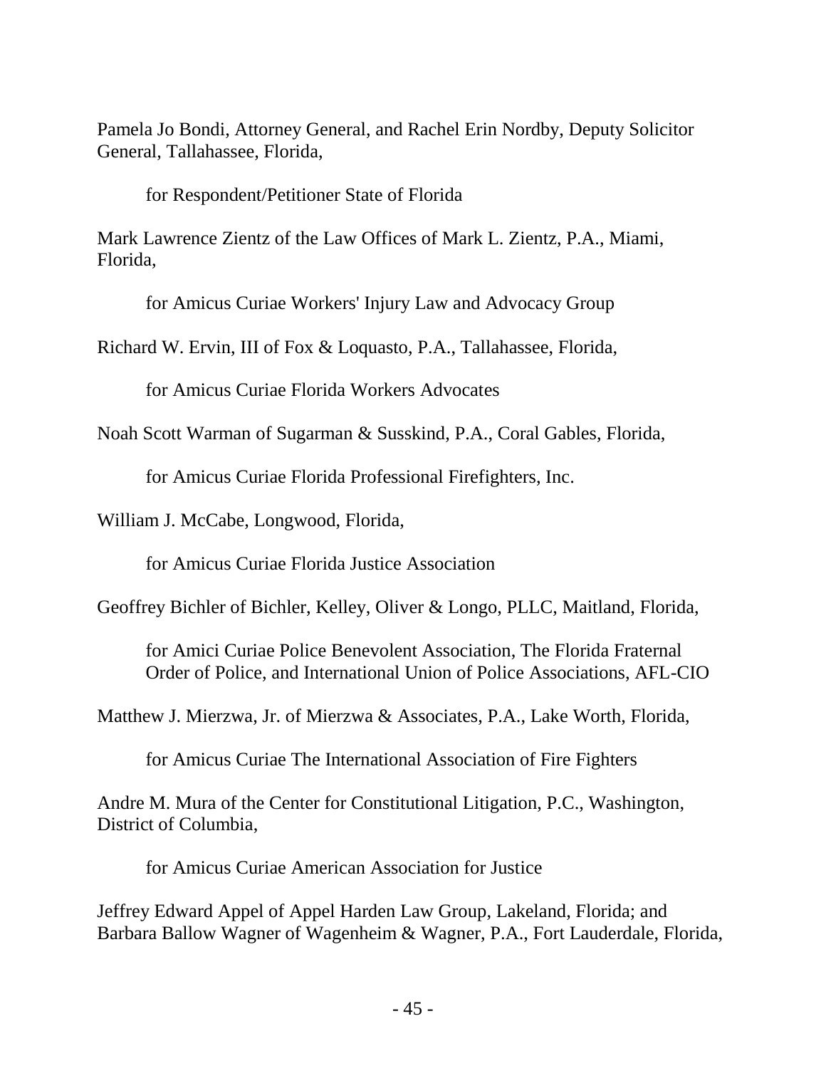Pamela Jo Bondi, Attorney General, and Rachel Erin Nordby, Deputy Solicitor General, Tallahassee, Florida,

for Respondent/Petitioner State of Florida

Mark Lawrence Zientz of the Law Offices of Mark L. Zientz, P.A., Miami, Florida,

for Amicus Curiae Workers' Injury Law and Advocacy Group

Richard W. Ervin, III of Fox & Loquasto, P.A., Tallahassee, Florida,

for Amicus Curiae Florida Workers Advocates

Noah Scott Warman of Sugarman & Susskind, P.A., Coral Gables, Florida,

for Amicus Curiae Florida Professional Firefighters, Inc.

William J. McCabe, Longwood, Florida,

for Amicus Curiae Florida Justice Association

Geoffrey Bichler of Bichler, Kelley, Oliver & Longo, PLLC, Maitland, Florida,

for Amici Curiae Police Benevolent Association, The Florida Fraternal Order of Police, and International Union of Police Associations, AFL-CIO

Matthew J. Mierzwa, Jr. of Mierzwa & Associates, P.A., Lake Worth, Florida,

for Amicus Curiae The International Association of Fire Fighters

Andre M. Mura of the Center for Constitutional Litigation, P.C., Washington, District of Columbia,

for Amicus Curiae American Association for Justice

Jeffrey Edward Appel of Appel Harden Law Group, Lakeland, Florida; and Barbara Ballow Wagner of Wagenheim & Wagner, P.A., Fort Lauderdale, Florida,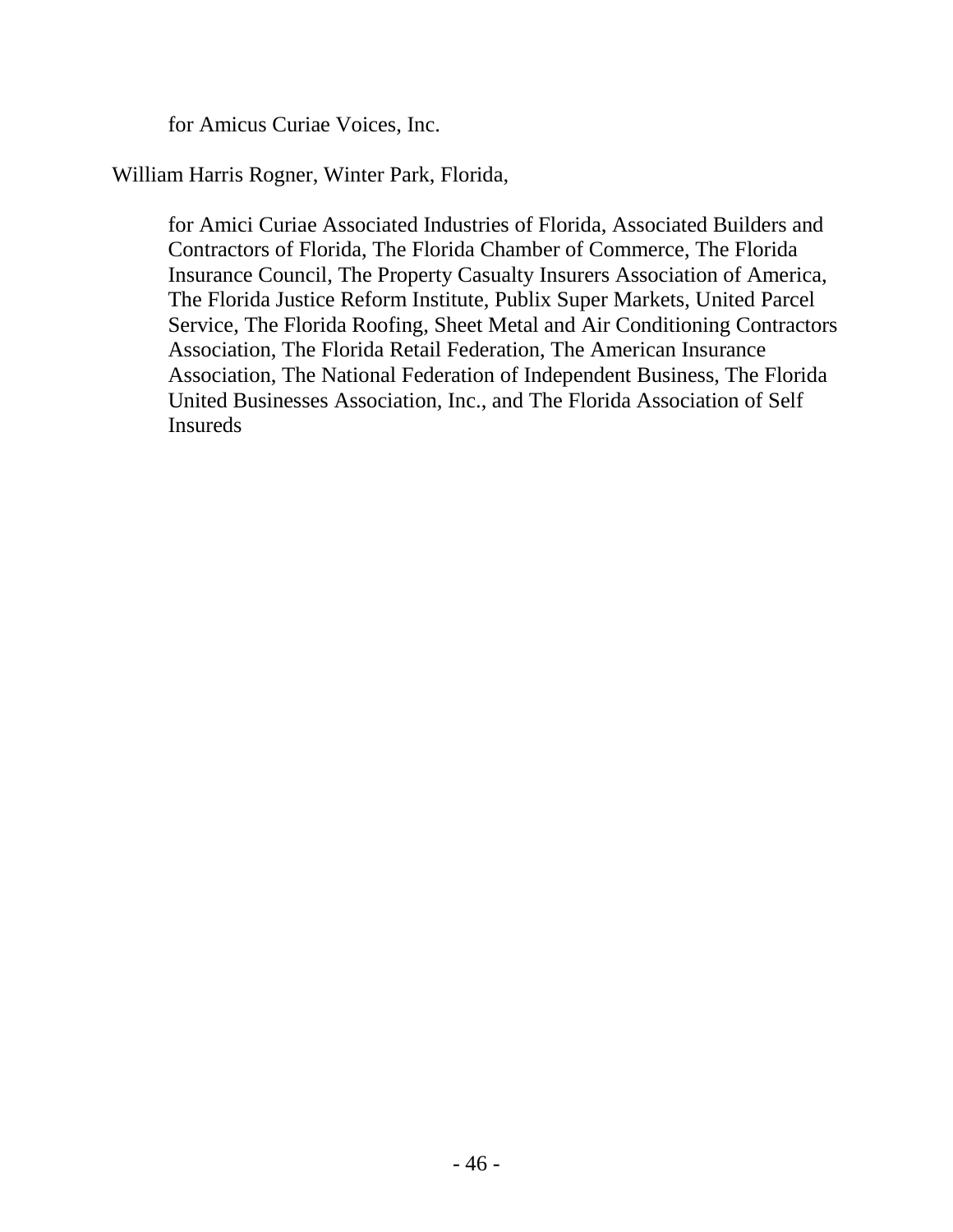for Amicus Curiae Voices, Inc.

William Harris Rogner, Winter Park, Florida,

for Amici Curiae Associated Industries of Florida, Associated Builders and Contractors of Florida, The Florida Chamber of Commerce, The Florida Insurance Council, The Property Casualty Insurers Association of America, The Florida Justice Reform Institute, Publix Super Markets, United Parcel Service, The Florida Roofing, Sheet Metal and Air Conditioning Contractors Association, The Florida Retail Federation, The American Insurance Association, The National Federation of Independent Business, The Florida United Businesses Association, Inc., and The Florida Association of Self Insureds